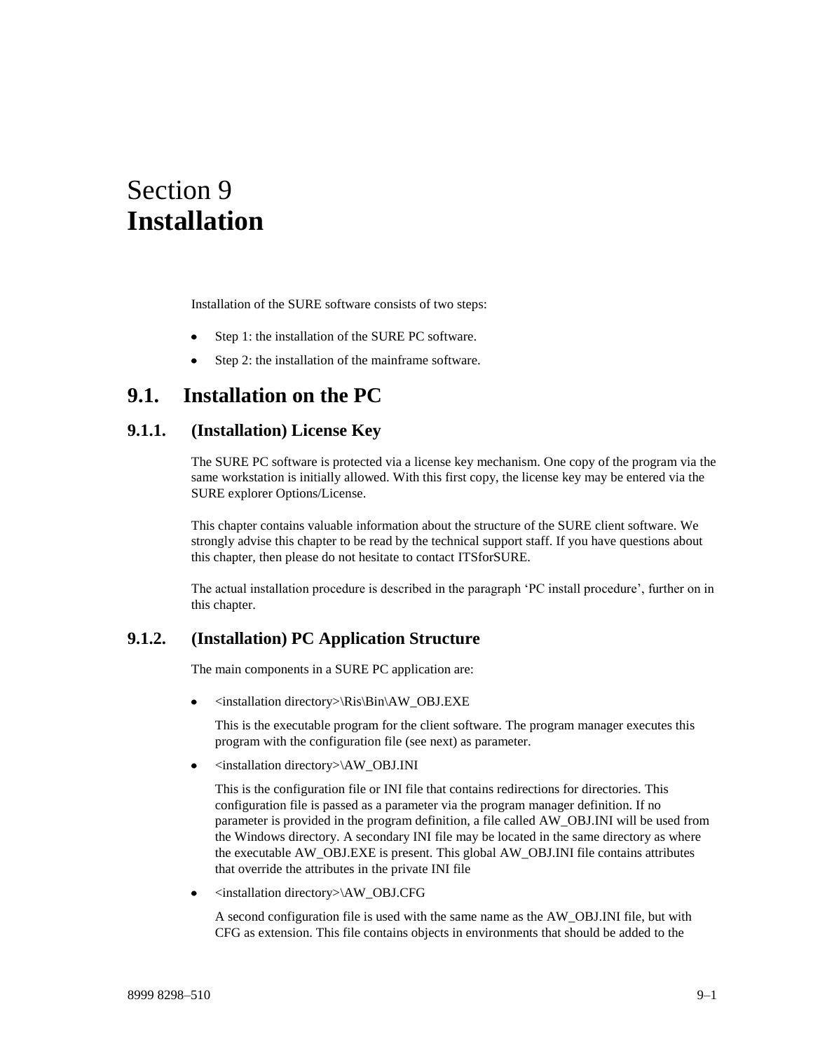# Section 9 **Installation**

Installation of the SURE software consists of two steps:

- Step 1: the installation of the SURE PC software.
- Step 2: the installation of the mainframe software.

## 9.1. Installation on the PC

### 9.1.1. (Installation) License Key

The SURE PC software is protected via a license key mechanism. One copy of the program via the same workstation is initially allowed. With this first copy, the license key may be entered via the SURE explorer Options/License.

This chapter contains valuable information about the structure of the SURE client software. We strongly advise this chapter to be read by the technical support staff. If you have questions about this chapter, then please do not hesitate to contact ITSforSURE.

The actual installation procedure is described in the paragraph 'PC install procedure', further on in this chapter.

### 9.1.2. (Installation) PC Application Structure

The main components in a SURE PC application are:

- <installation directory>\Ris\Bin\AW_OBJ.EXE

  This is the executable program for the client software. The program manager executes this program with the configuration file (see next) as parameter.

- <installation directory>\AW_OBJ.INI

  This is the configuration file or INI file that contains redirections for directories. This configuration file is passed as a parameter via the program manager definition. If no parameter is provided in the program definition, a file called AW_OBJ.INI will be used from the Windows directory. A secondary INI file may be located in the same directory as where the executable AW_OBJ.EXE is present. This global AW_OBJ.INI file contains attributes that override the attributes in the private INI file

- <installation directory>\AW_OBJ.CFG

  A second configuration file is used with the same name as the AW_OBJ.INI file, but with CFG as extension. This file contains objects in environments that should be added to the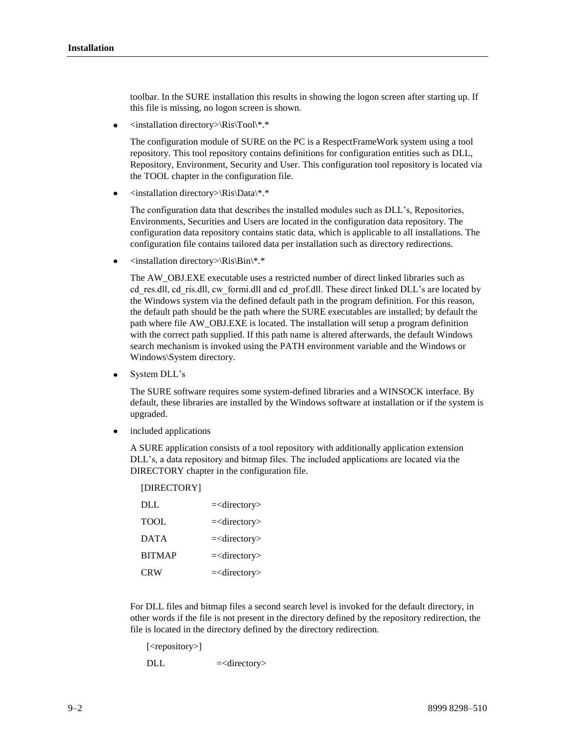toolbar. In the SURE installation this results in showing the logon screen after starting up. If this file is missing, no logon screen is shown.

- <installation directory>\Ris\Tool\*.*

  The configuration module of SURE on the PC is a RespectFrameWork system using a tool repository. This tool repository contains definitions for configuration entities such as DLL, Repository, Environment, Security and User. This configuration tool repository is located via the TOOL chapter in the configuration file.

- <installation directory>\Ris\Data\*.*

  The configuration data that describes the installed modules such as DLL's, Repositories, Environments, Securities and Users are located in the configuration data repository. The configuration data repository contains static data, which is applicable to all installations. The configuration file contains tailored data per installation such as directory redirections.

- <installation directory>\Ris\Bin\*.*

  The AW_OBJ.EXE executable uses a restricted number of direct linked libraries such as cd_res.dll, cd_ris.dll, cw_formi.dll and cd_prof.dll. These direct linked DLL's are located by the Windows system via the defined default path in the program definition. For this reason, the default path should be the path where the SURE executables are installed; by default the path where file AW_OBJ.EXE is located. The installation will setup a program definition with the correct path supplied. If this path name is altered afterwards, the default Windows search mechanism is invoked using the PATH environment variable and the Windows or Windows\System directory.

- System DLL's

  The SURE software requires some system-defined libraries and a WINSOCK interface. By default, these libraries are installed by the Windows software at installation or if the system is upgraded.

- included applications

  A SURE application consists of a tool repository with additionally application extension DLL's, a data repository and bitmap files. The included applications are located via the DIRECTORY chapter in the configuration file.

```
[DIRECTORY]
DLL         =<directory>
TOOL        =<directory>
DATA        =<directory>
BITMAP      =<directory>
CRW         =<directory>
```

For DLL files and bitmap files a second search level is invoked for the default directory, in other words if the file is not present in the directory defined by the repository redirection, the file is located in the directory defined by the directory redirection.

```
[<repository>]
DLL         =<directory>
```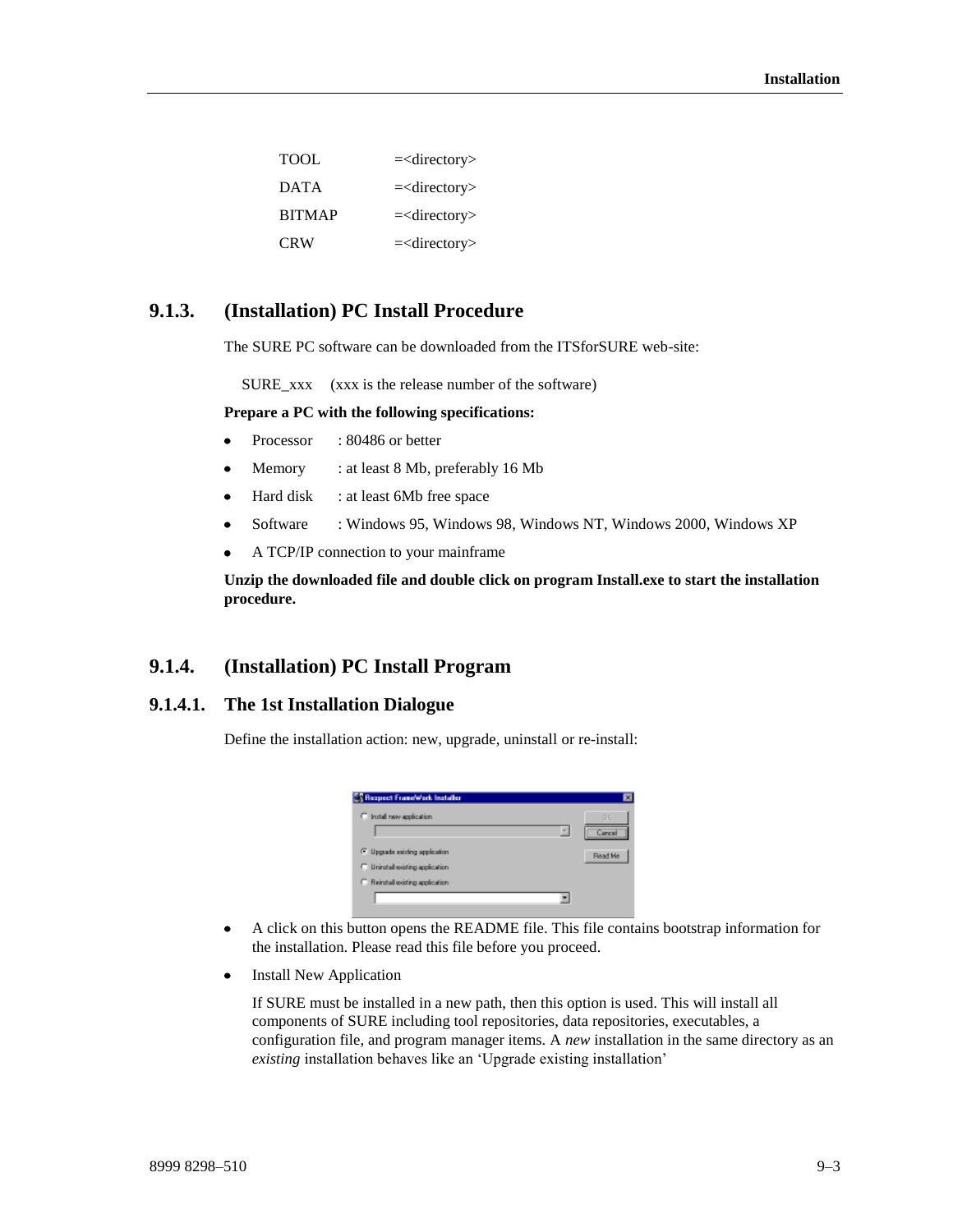| | |
|---|---|
| TOOL | =<directory> |
| DATA | =<directory> |
| BITMAP | =<directory> |
| CRW | =<directory> |

## 9.1.3. (Installation) PC Install Procedure

The SURE PC software can be downloaded from the ITSforSURE web-site:

SURE_xxx (xxx is the release number of the software)

**Prepare a PC with the following specifications:**

- Processor : 80486 or better
- Memory : at least 8 Mb, preferably 16 Mb
- Hard disk : at least 6Mb free space
- Software : Windows 95, Windows 98, Windows NT, Windows 2000, Windows XP
- A TCP/IP connection to your mainframe

**Unzip the downloaded file and double click on program Install.exe to start the installation procedure.**

## 9.1.4. (Installation) PC Install Program

### 9.1.4.1. The 1st Installation Dialogue

Define the installation action: new, upgrade, uninstall or re-install:

- A click on this button opens the README file. This file contains bootstrap information for the installation. Please read this file before you proceed.
- Install New Application

  If SURE must be installed in a new path, then this option is used. This will install all components of SURE including tool repositories, data repositories, executables, a configuration file, and program manager items. A *new* installation in the same directory as an *existing* installation behaves like an 'Upgrade existing installation'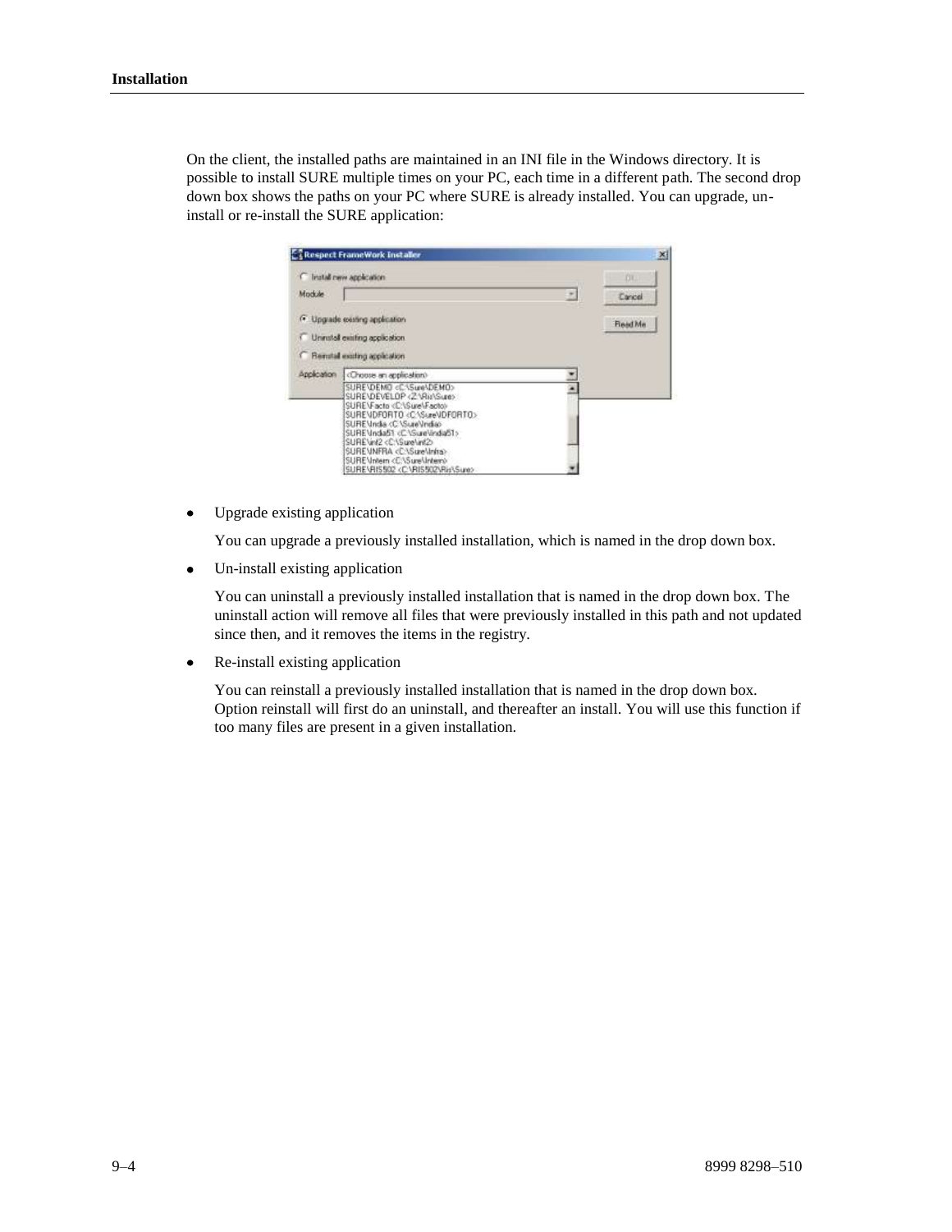On the client, the installed paths are maintained in an INI file in the Windows directory. It is possible to install SURE multiple times on your PC, each time in a different path. The second drop down box shows the paths on your PC where SURE is already installed. You can upgrade, un-install or re-install the SURE application:

- Upgrade existing application

  You can upgrade a previously installed installation, which is named in the drop down box.

- Un-install existing application

  You can uninstall a previously installed installation that is named in the drop down box. The uninstall action will remove all files that were previously installed in this path and not updated since then, and it removes the items in the registry.

- Re-install existing application

  You can reinstall a previously installed installation that is named in the drop down box. Option reinstall will first do an uninstall, and thereafter an install. You will use this function if too many files are present in a given installation.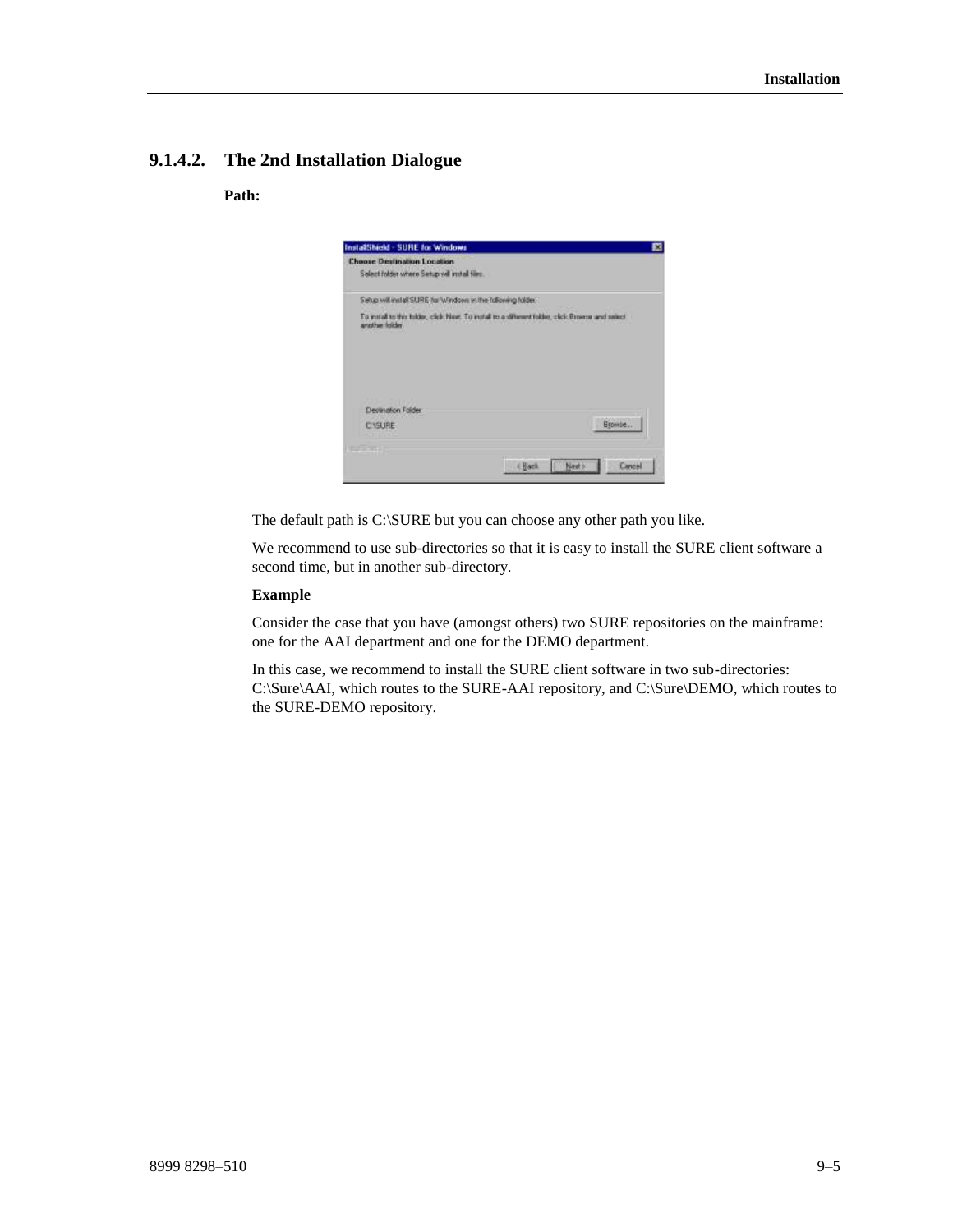### 9.1.4.2. The 2nd Installation Dialogue

**Path:**

The default path is C:\SURE but you can choose any other path you like.

We recommend to use sub-directories so that it is easy to install the SURE client software a second time, but in another sub-directory.

**Example**

Consider the case that you have (amongst others) two SURE repositories on the mainframe: one for the AAI department and one for the DEMO department.

In this case, we recommend to install the SURE client software in two sub-directories: C:\Sure\AAI, which routes to the SURE-AAI repository, and C:\Sure\DEMO, which routes to the SURE-DEMO repository.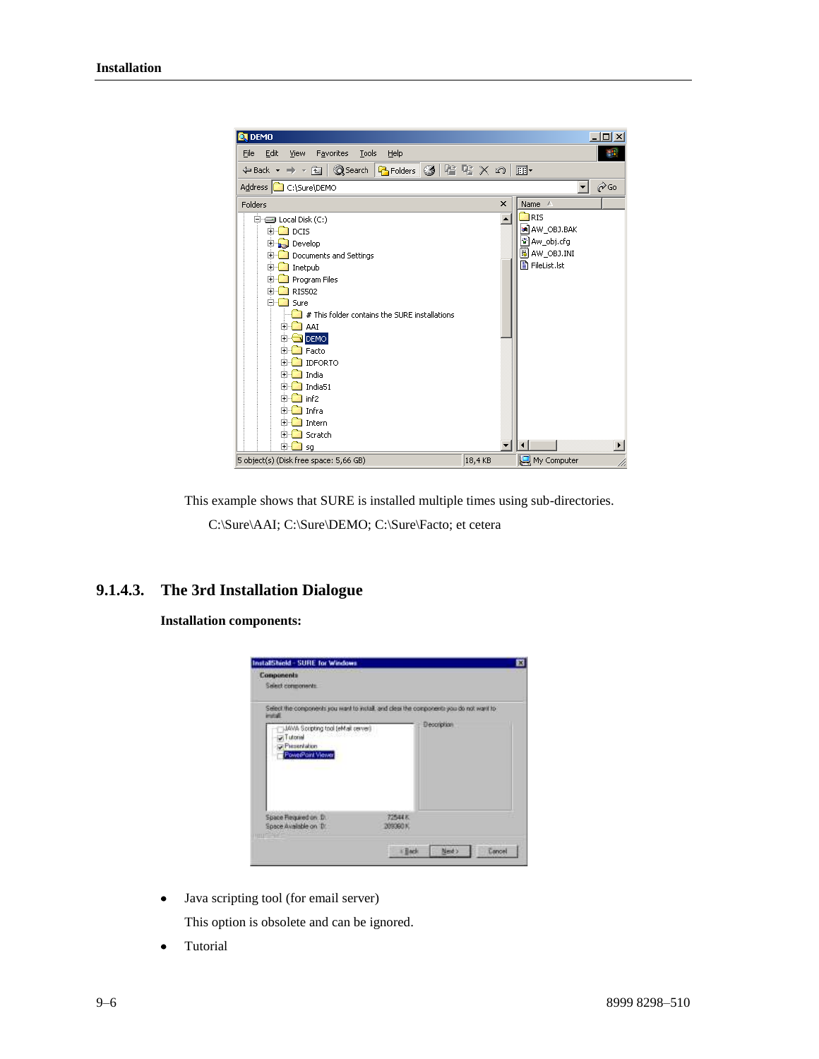This example shows that SURE is installed multiple times using sub-directories.

C:\Sure\AAI; C:\Sure\DEMO; C:\Sure\Facto; et cetera

### 9.1.4.3. The 3rd Installation Dialogue

**Installation components:**

- Java scripting tool (for email server)

  This option is obsolete and can be ignored.

- Tutorial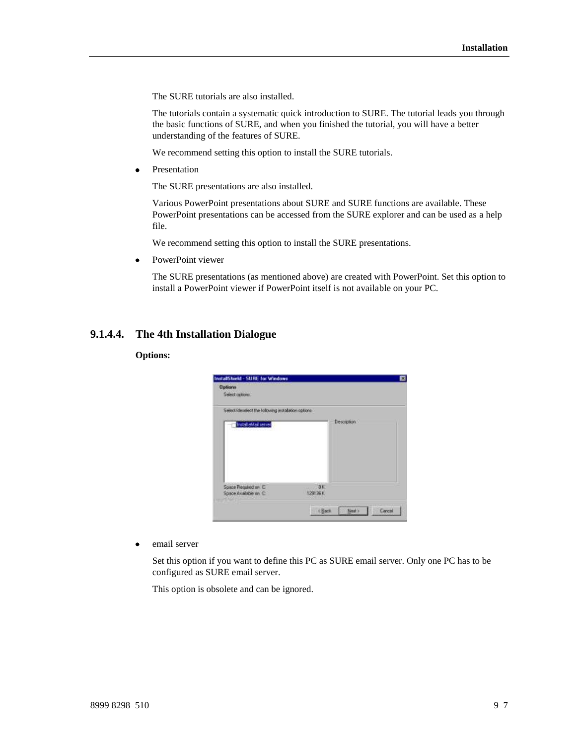The SURE tutorials are also installed.

The tutorials contain a systematic quick introduction to SURE. The tutorial leads you through the basic functions of SURE, and when you finished the tutorial, you will have a better understanding of the features of SURE.

We recommend setting this option to install the SURE tutorials.

- Presentation

  The SURE presentations are also installed.

  Various PowerPoint presentations about SURE and SURE functions are available. These PowerPoint presentations can be accessed from the SURE explorer and can be used as a help file.

  We recommend setting this option to install the SURE presentations.

- PowerPoint viewer

  The SURE presentations (as mentioned above) are created with PowerPoint. Set this option to install a PowerPoint viewer if PowerPoint itself is not available on your PC.

### 9.1.4.4. The 4th Installation Dialogue

**Options:**

- email server

  Set this option if you want to define this PC as SURE email server. Only one PC has to be configured as SURE email server.

  This option is obsolete and can be ignored.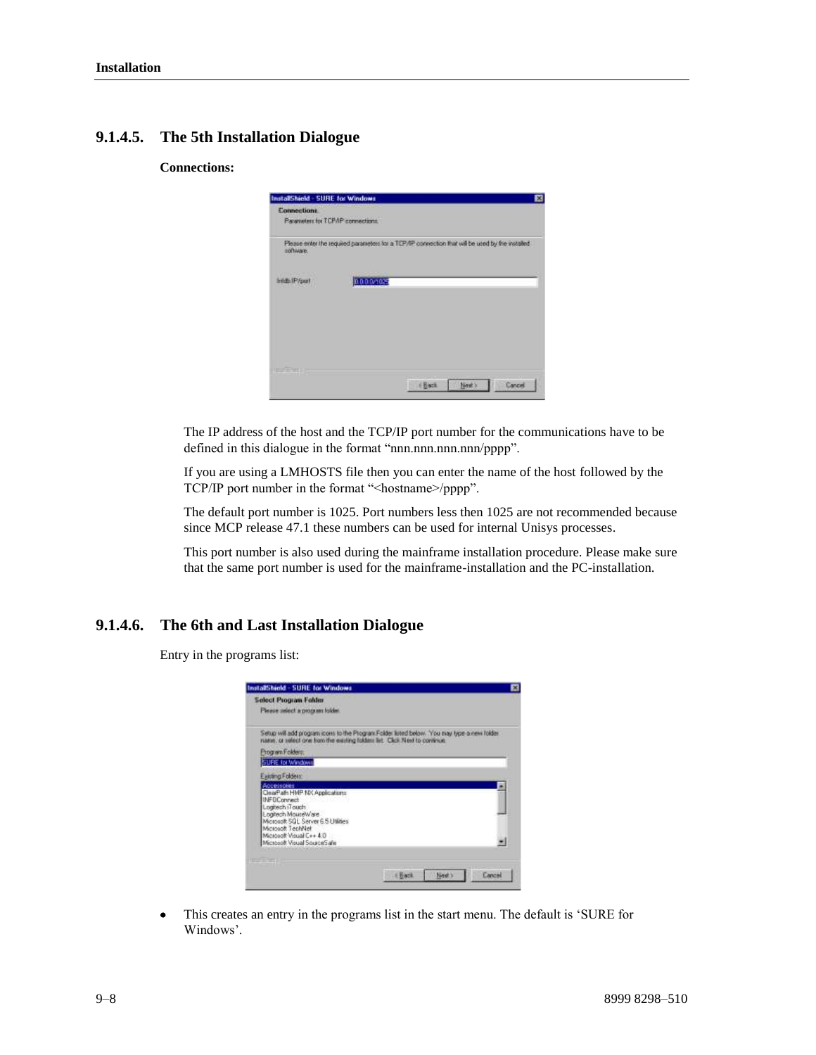### 9.1.4.5. The 5th Installation Dialogue

**Connections:**

The IP address of the host and the TCP/IP port number for the communications have to be defined in this dialogue in the format “nnn.nnn.nnn.nnn/pppp”.

If you are using a LMHOSTS file then you can enter the name of the host followed by the TCP/IP port number in the format “<hostname>/pppp”.

The default port number is 1025. Port numbers less then 1025 are not recommended because since MCP release 47.1 these numbers can be used for internal Unisys processes.

This port number is also used during the mainframe installation procedure. Please make sure that the same port number is used for the mainframe-installation and the PC-installation.

### 9.1.4.6. The 6th and Last Installation Dialogue

Entry in the programs list:

- This creates an entry in the programs list in the start menu. The default is ‘SURE for Windows’.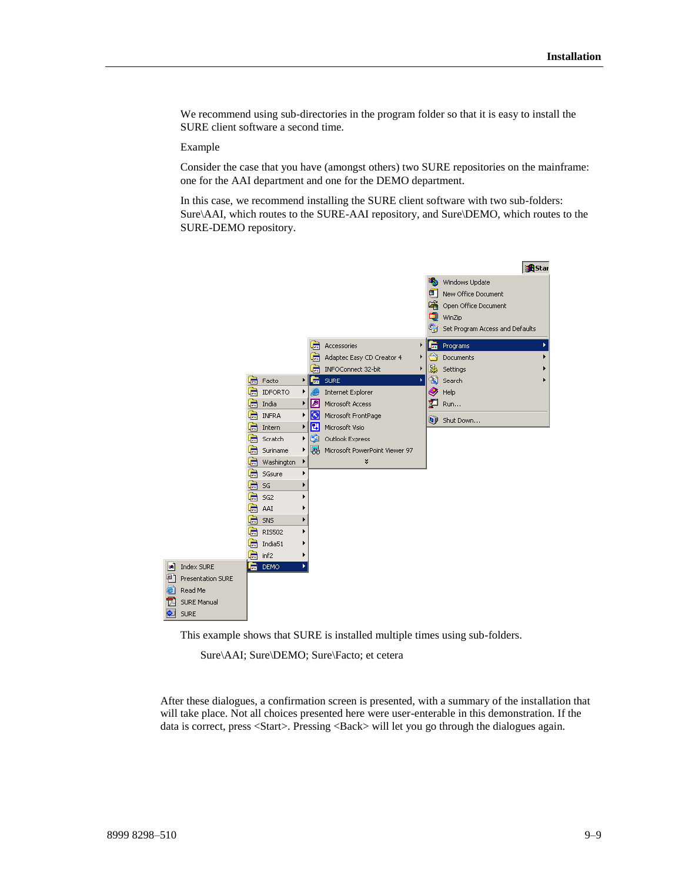We recommend using sub-directories in the program folder so that it is easy to install the SURE client software a second time.

Example

Consider the case that you have (amongst others) two SURE repositories on the mainframe: one for the AAI department and one for the DEMO department.

In this case, we recommend installing the SURE client software with two sub-folders: Sure\AAI, which routes to the SURE-AAI repository, and Sure\DEMO, which routes to the SURE-DEMO repository.

This example shows that SURE is installed multiple times using sub-folders.

Sure\AAI; Sure\DEMO; Sure\Facto; et cetera

After these dialogues, a confirmation screen is presented, with a summary of the installation that will take place. Not all choices presented here were user-enterable in this demonstration. If the data is correct, press <Start>. Pressing <Back> will let you go through the dialogues again.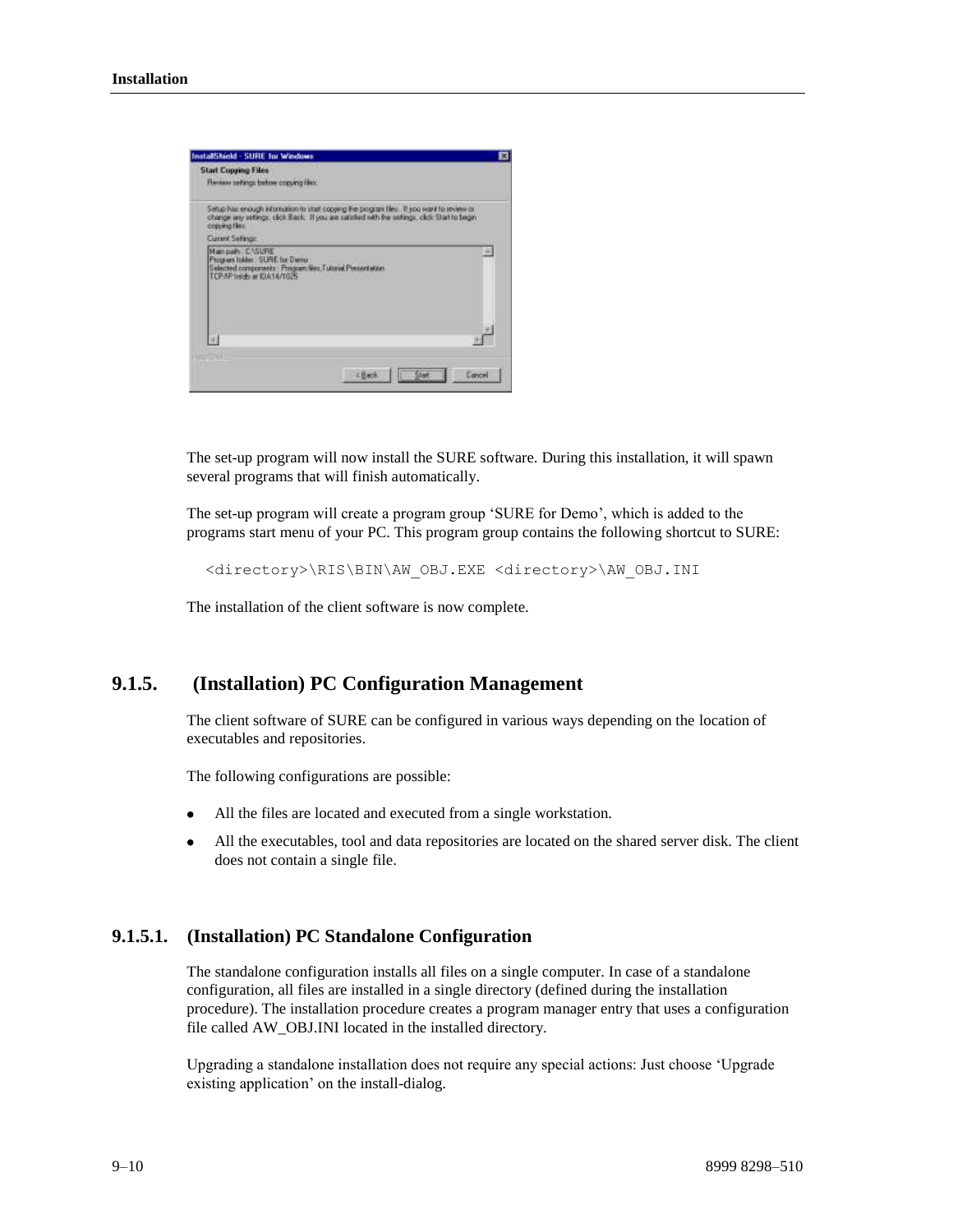The set-up program will now install the SURE software. During this installation, it will spawn several programs that will finish automatically.

The set-up program will create a program group ‘SURE for Demo’, which is added to the programs start menu of your PC. This program group contains the following shortcut to SURE:

```
<directory>\RIS\BIN\AW_OBJ.EXE <directory>\AW_OBJ.INI
```

The installation of the client software is now complete.

## 9.1.5. (Installation) PC Configuration Management

The client software of SURE can be configured in various ways depending on the location of executables and repositories.

The following configurations are possible:

- All the files are located and executed from a single workstation.
- All the executables, tool and data repositories are located on the shared server disk. The client does not contain a single file.

### 9.1.5.1. (Installation) PC Standalone Configuration

The standalone configuration installs all files on a single computer. In case of a standalone configuration, all files are installed in a single directory (defined during the installation procedure). The installation procedure creates a program manager entry that uses a configuration file called AW_OBJ.INI located in the installed directory.

Upgrading a standalone installation does not require any special actions: Just choose ‘Upgrade existing application’ on the install-dialog.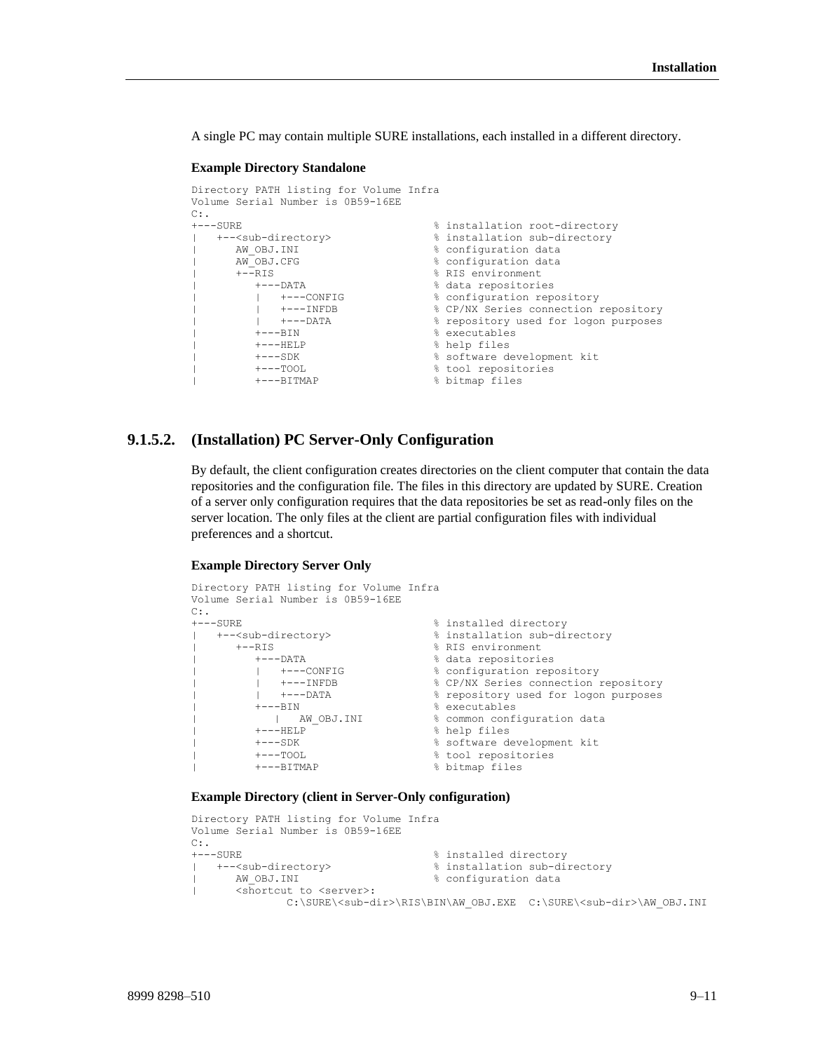A single PC may contain multiple SURE installations, each installed in a different directory.

**Example Directory Standalone**

```
Directory PATH listing for Volume Infra
Volume Serial Number is 0B59-16EE
C:.
+---SURE                               % installation root-directory
|   +--<sub-directory>                 % installation sub-directory
|      AW_OBJ.INI                      % configuration data
|      AW_OBJ.CFG                      % configuration data
|      +--RIS                          % RIS environment
|         +---DATA                     % data repositories
|         |   +---CONFIG               % configuration repository
|         |   +---INFDB                % CP/NX Series connection repository
|         |   +---DATA                 % repository used for logon purposes
|         +---BIN                      % executables
|         +---HELP                     % help files
|         +---SDK                      % software development kit
|         +---TOOL                     % tool repositories
|         +---BITMAP                   % bitmap files
```

### 9.1.5.2. (Installation) PC Server-Only Configuration

By default, the client configuration creates directories on the client computer that contain the data repositories and the configuration file. The files in this directory are updated by SURE. Creation of a server only configuration requires that the data repositories be set as read-only files on the server location. The only files at the client are partial configuration files with individual preferences and a shortcut.

**Example Directory Server Only**

```
Directory PATH listing for Volume Infra
Volume Serial Number is 0B59-16EE
C:.
+---SURE                               % installed directory
|   +--<sub-directory>                 % installation sub-directory
|      +--RIS                          % RIS environment
|         +---DATA                     % data repositories
|         |   +---CONFIG               % configuration repository
|         |   +---INFDB                % CP/NX Series connection repository
|         |   +---DATA                 % repository used for logon purposes
|         +---BIN                      % executables
|            |   AW_OBJ.INI            % common configuration data
|         +---HELP                     % help files
|         +---SDK                      % software development kit
|         +---TOOL                     % tool repositories
|         +---BITMAP                   % bitmap files
```

**Example Directory (client in Server-Only configuration)**

```
Directory PATH listing for Volume Infra
Volume Serial Number is 0B59-16EE
C:.
+---SURE                               % installed directory
|   +--<sub-directory>                 % installation sub-directory
|      AW_OBJ.INI                      % configuration data
|      <shortcut to <server>:
                C:\SURE\<sub-dir>\RIS\BIN\AW_OBJ.EXE  C:\SURE\<sub-dir>\AW_OBJ.INI
```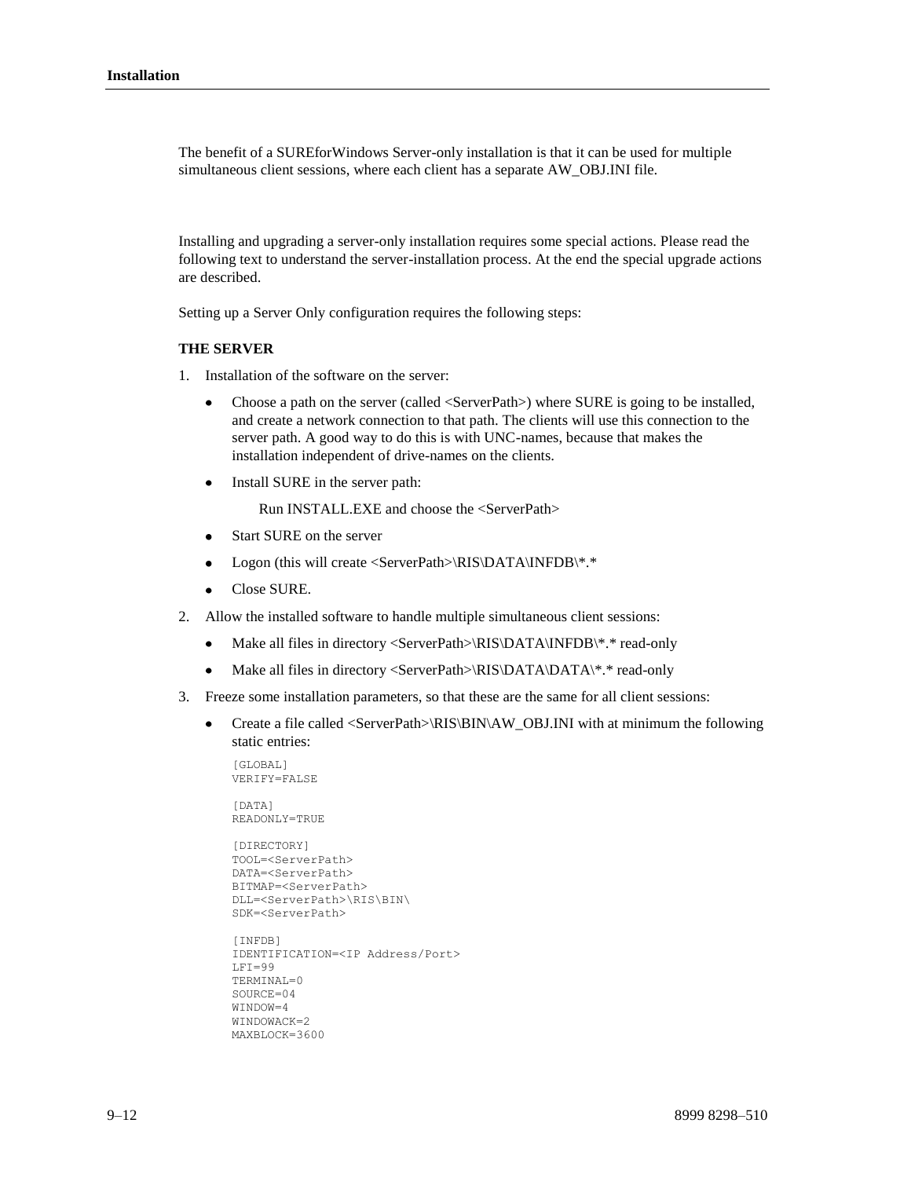The benefit of a SUREforWindows Server-only installation is that it can be used for multiple simultaneous client sessions, where each client has a separate AW_OBJ.INI file.

Installing and upgrading a server-only installation requires some special actions. Please read the following text to understand the server-installation process. At the end the special upgrade actions are described.

Setting up a Server Only configuration requires the following steps:

**THE SERVER**

1. Installation of the software on the server:

   - Choose a path on the server (called <ServerPath>) where SURE is going to be installed, and create a network connection to that path. The clients will use this connection to the server path. A good way to do this is with UNC-names, because that makes the installation independent of drive-names on the clients.
   - Install SURE in the server path:

     Run INSTALL.EXE and choose the <ServerPath>

   - Start SURE on the server
   - Logon (this will create <ServerPath>\RIS\DATA\INFDB\*.*
   - Close SURE.

2. Allow the installed software to handle multiple simultaneous client sessions:

   - Make all files in directory <ServerPath>\RIS\DATA\INFDB\*.* read-only
   - Make all files in directory <ServerPath>\RIS\DATA\DATA\*.* read-only

3. Freeze some installation parameters, so that these are the same for all client sessions:

   - Create a file called <ServerPath>\RIS\BIN\AW_OBJ.INI with at minimum the following static entries:

```
[GLOBAL]
VERIFY=FALSE

[DATA]
READONLY=TRUE

[DIRECTORY]
TOOL=<ServerPath>
DATA=<ServerPath>
BITMAP=<ServerPath>
DLL=<ServerPath>\RIS\BIN\
SDK=<ServerPath>

[INFDB]
IDENTIFICATION=<IP Address/Port>
LFI=99
TERMINAL=0
SOURCE=04
WINDOW=4
WINDOWACK=2
MAXBLOCK=3600
```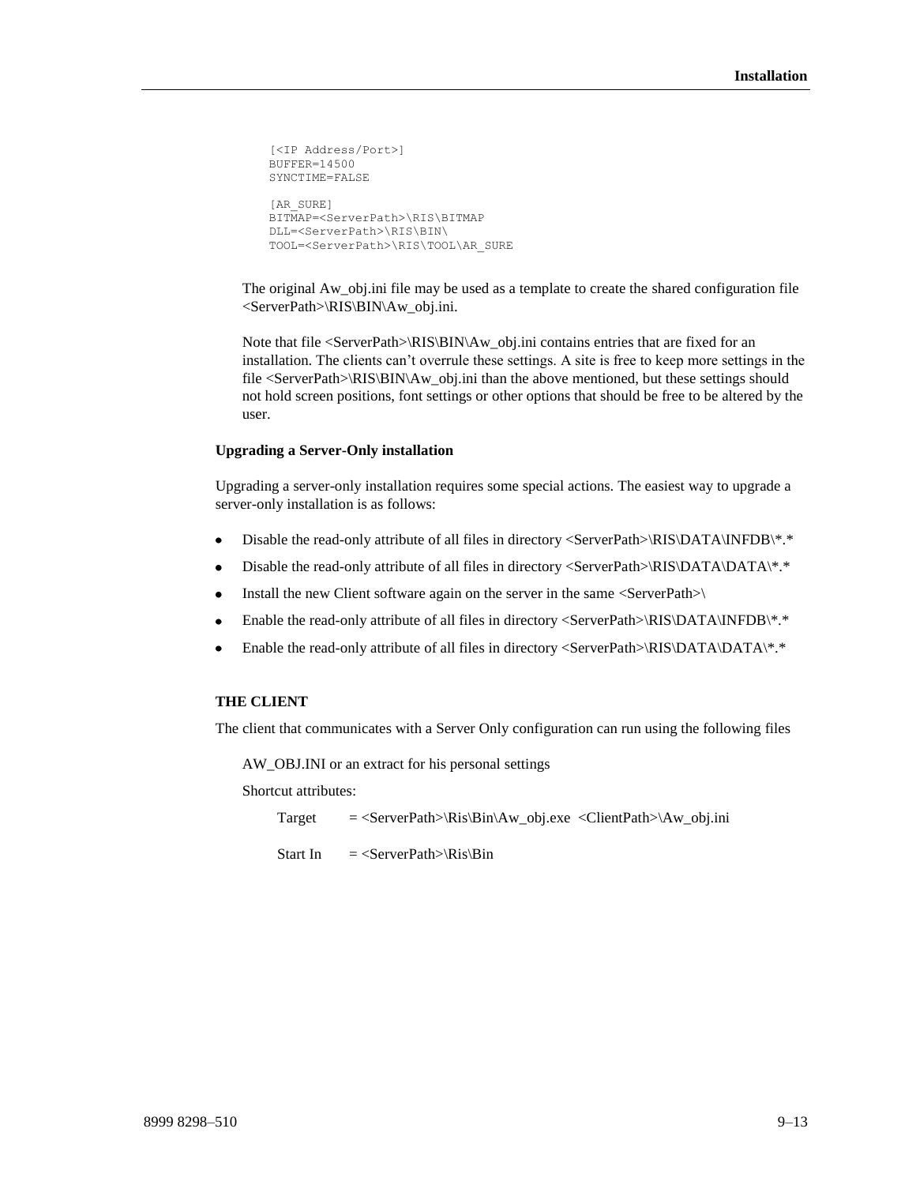```
[<IP Address/Port>]
BUFFER=14500
SYNCTIME=FALSE

[AR_SURE]
BITMAP=<ServerPath>\RIS\BITMAP
DLL=<ServerPath>\RIS\BIN\
TOOL=<ServerPath>\RIS\TOOL\AR_SURE
```

The original Aw_obj.ini file may be used as a template to create the shared configuration file <ServerPath>\RIS\BIN\Aw_obj.ini.

Note that file <ServerPath>\RIS\BIN\Aw_obj.ini contains entries that are fixed for an installation. The clients can't overrule these settings. A site is free to keep more settings in the file <ServerPath>\RIS\BIN\Aw_obj.ini than the above mentioned, but these settings should not hold screen positions, font settings or other options that should be free to be altered by the user.

**Upgrading a Server-Only installation**

Upgrading a server-only installation requires some special actions. The easiest way to upgrade a server-only installation is as follows:

- Disable the read-only attribute of all files in directory <ServerPath>\RIS\DATA\INFDB\*.*
- Disable the read-only attribute of all files in directory <ServerPath>\RIS\DATA\DATA\*.*
- Install the new Client software again on the server in the same <ServerPath>\
- Enable the read-only attribute of all files in directory <ServerPath>\RIS\DATA\INFDB\*.*
- Enable the read-only attribute of all files in directory <ServerPath>\RIS\DATA\DATA\*.*

**THE CLIENT**

The client that communicates with a Server Only configuration can run using the following files

AW_OBJ.INI or an extract for his personal settings

Shortcut attributes:

Target = <ServerPath>\Ris\Bin\Aw_obj.exe <ClientPath>\Aw_obj.ini

Start In = <ServerPath>\Ris\Bin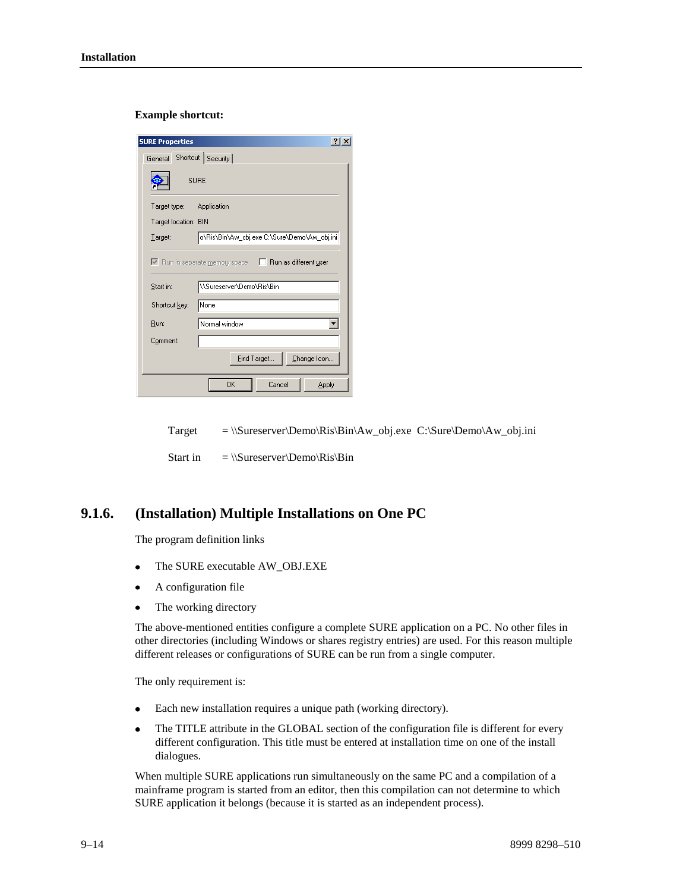**Example shortcut:**

Target = \\Sureserver\Demo\Ris\Bin\Aw_obj.exe  C:\Sure\Demo\Aw_obj.ini

Start in = \\Sureserver\Demo\Ris\Bin

## 9.1.6. (Installation) Multiple Installations on One PC

The program definition links

- The SURE executable AW_OBJ.EXE
- A configuration file
- The working directory

The above-mentioned entities configure a complete SURE application on a PC. No other files in other directories (including Windows or shares registry entries) are used. For this reason multiple different releases or configurations of SURE can be run from a single computer.

The only requirement is:

- Each new installation requires a unique path (working directory).
- The TITLE attribute in the GLOBAL section of the configuration file is different for every different configuration. This title must be entered at installation time on one of the install dialogues.

When multiple SURE applications run simultaneously on the same PC and a compilation of a mainframe program is started from an editor, then this compilation can not determine to which SURE application it belongs (because it is started as an independent process).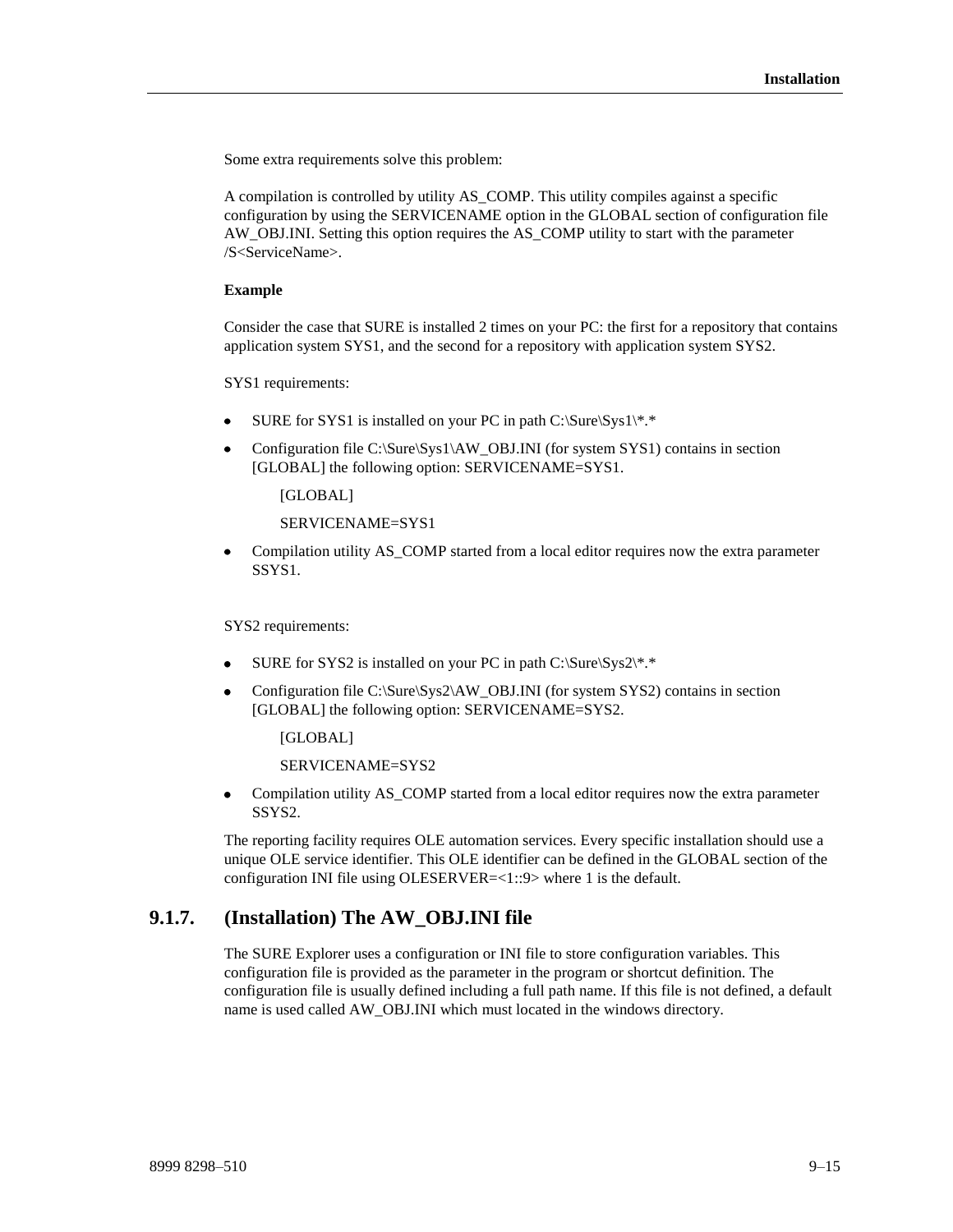Some extra requirements solve this problem:

A compilation is controlled by utility AS_COMP. This utility compiles against a specific configuration by using the SERVICENAME option in the GLOBAL section of configuration file AW_OBJ.INI. Setting this option requires the AS_COMP utility to start with the parameter /S<ServiceName>.

**Example**

Consider the case that SURE is installed 2 times on your PC: the first for a repository that contains application system SYS1, and the second for a repository with application system SYS2.

SYS1 requirements:

- SURE for SYS1 is installed on your PC in path C:\Sure\Sys1\*.*
- Configuration file C:\Sure\Sys1\AW_OBJ.INI (for system SYS1) contains in section [GLOBAL] the following option: SERVICENAME=SYS1.

  ```
  [GLOBAL]
  SERVICENAME=SYS1
  ```

- Compilation utility AS_COMP started from a local editor requires now the extra parameter SSYS1.

SYS2 requirements:

- SURE for SYS2 is installed on your PC in path C:\Sure\Sys2\*.*
- Configuration file C:\Sure\Sys2\AW_OBJ.INI (for system SYS2) contains in section [GLOBAL] the following option: SERVICENAME=SYS2.

  ```
  [GLOBAL]
  SERVICENAME=SYS2
  ```

- Compilation utility AS_COMP started from a local editor requires now the extra parameter SSYS2.

The reporting facility requires OLE automation services. Every specific installation should use a unique OLE service identifier. This OLE identifier can be defined in the GLOBAL section of the configuration INI file using OLESERVER=<1::9> where 1 is the default.

### 9.1.7. (Installation) The AW_OBJ.INI file

The SURE Explorer uses a configuration or INI file to store configuration variables. This configuration file is provided as the parameter in the program or shortcut definition. The configuration file is usually defined including a full path name. If this file is not defined, a default name is used called AW_OBJ.INI which must located in the windows directory.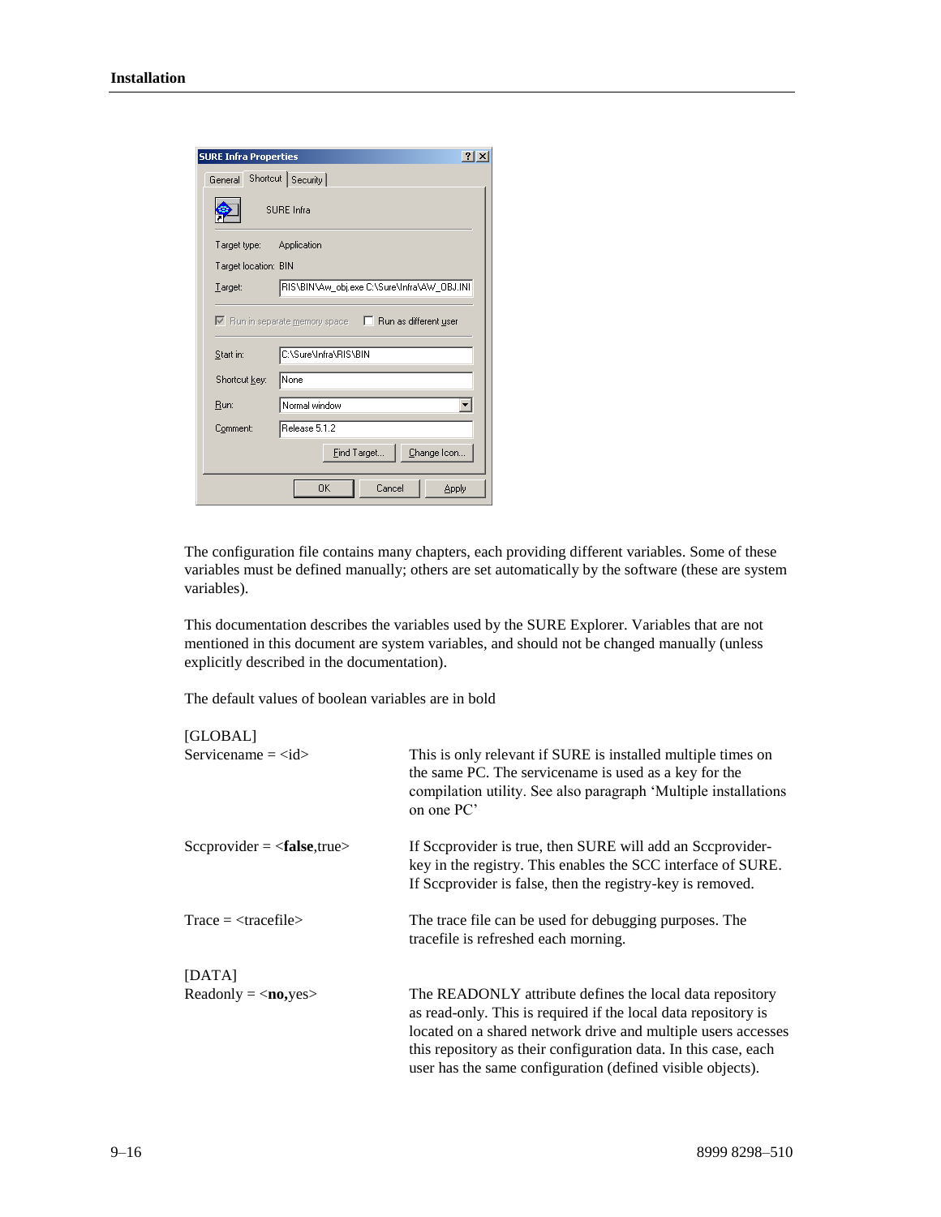The configuration file contains many chapters, each providing different variables. Some of these variables must be defined manually; others are set automatically by the software (these are system variables).

This documentation describes the variables used by the SURE Explorer. Variables that are not mentioned in this document are system variables, and should not be changed manually (unless explicitly described in the documentation).

The default values of boolean variables are in bold

[GLOBAL]

| | |
|---|---|
| Servicename = <id> | This is only relevant if SURE is installed multiple times on the same PC. The servicename is used as a key for the compilation utility. See also paragraph 'Multiple installations on one PC' |
| Sccprovider = <**false**,true> | If Sccprovider is true, then SURE will add an Sccprovider-key in the registry. This enables the SCC interface of SURE. If Sccprovider is false, then the registry-key is removed. |
| Trace = <tracefile> | The trace file can be used for debugging purposes. The tracefile is refreshed each morning. |

[DATA]

| | |
|---|---|
| Readonly = <**no,**yes> | The READONLY attribute defines the local data repository as read-only. This is required if the local data repository is located on a shared network drive and multiple users accesses this repository as their configuration data. In this case, each user has the same configuration (defined visible objects). |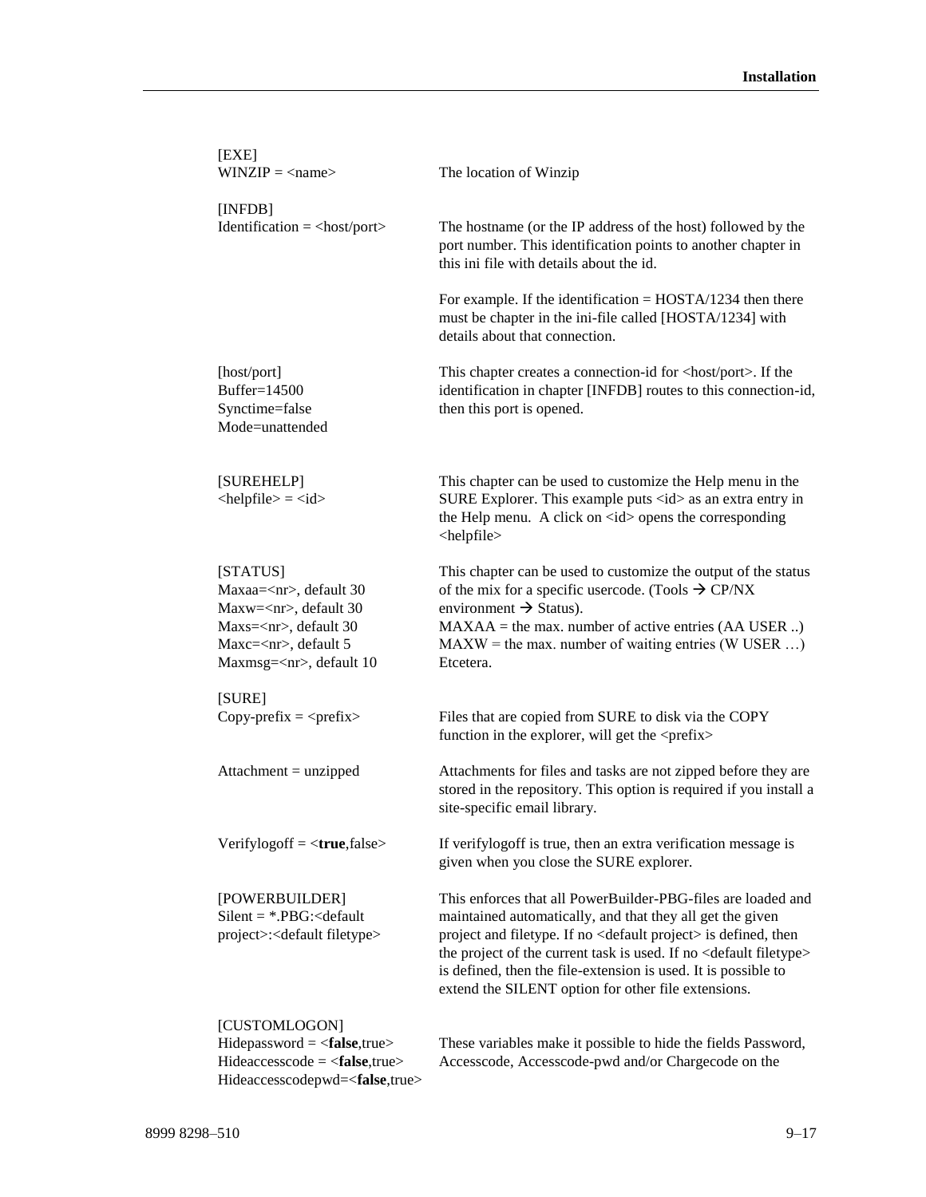| | |
|---|---|
| [EXE]<br>WINZIP = <name> | The location of Winzip |
| [INFDB]<br>Identification = <host/port> | The hostname (or the IP address of the host) followed by the port number. This identification points to another chapter in this ini file with details about the id.<br><br>For example. If the identification = HOSTA/1234 then there must be chapter in the ini-file called [HOSTA/1234] with details about that connection. |
| [host/port]<br>Buffer=14500<br>Synctime=false<br>Mode=unattended | This chapter creates a connection-id for <host/port>. If the identification in chapter [INFDB] routes to this connection-id, then this port is opened. |
| [SUREHELP]<br><helpfile> = <id> | This chapter can be used to customize the Help menu in the SURE Explorer. This example puts <id> as an extra entry in the Help menu. A click on <id> opens the corresponding <helpfile> |
| [STATUS]<br>Maxaa=<nr>, default 30<br>Maxw=<nr>, default 30<br>Maxs=<nr>, default 30<br>Maxc=<nr>, default 5<br>Maxmsg=<nr>, default 10 | This chapter can be used to customize the output of the status of the mix for a specific usercode. (Tools → CP/NX environment → Status).<br>MAXAA = the max. number of active entries (AA USER ..)<br>MAXW = the max. number of waiting entries (W USER …)<br>Etcetera. |
| [SURE]<br>Copy-prefix = <prefix> | Files that are copied from SURE to disk via the COPY function in the explorer, will get the <prefix> |
| Attachment = unzipped | Attachments for files and tasks are not zipped before they are stored in the repository. This option is required if you install a site-specific email library. |
| Verifylogoff = <**true**,false> | If verifylogoff is true, then an extra verification message is given when you close the SURE explorer. |
| [POWERBUILDER]<br>Silent = *.PBG:<default project>:<default filetype> | This enforces that all PowerBuilder-PBG-files are loaded and maintained automatically, and that they all get the given project and filetype. If no <default project> is defined, then the project of the current task is used. If no <default filetype> is defined, then the file-extension is used. It is possible to extend the SILENT option for other file extensions. |
| [CUSTOMLOGON]<br>Hidepassword = <**false**,true><br>Hideaccesscode = <**false**,true><br>Hideaccesscodepwd=<**false**,true> | These variables make it possible to hide the fields Password, Accesscode, Accesscode-pwd and/or Chargecode on the |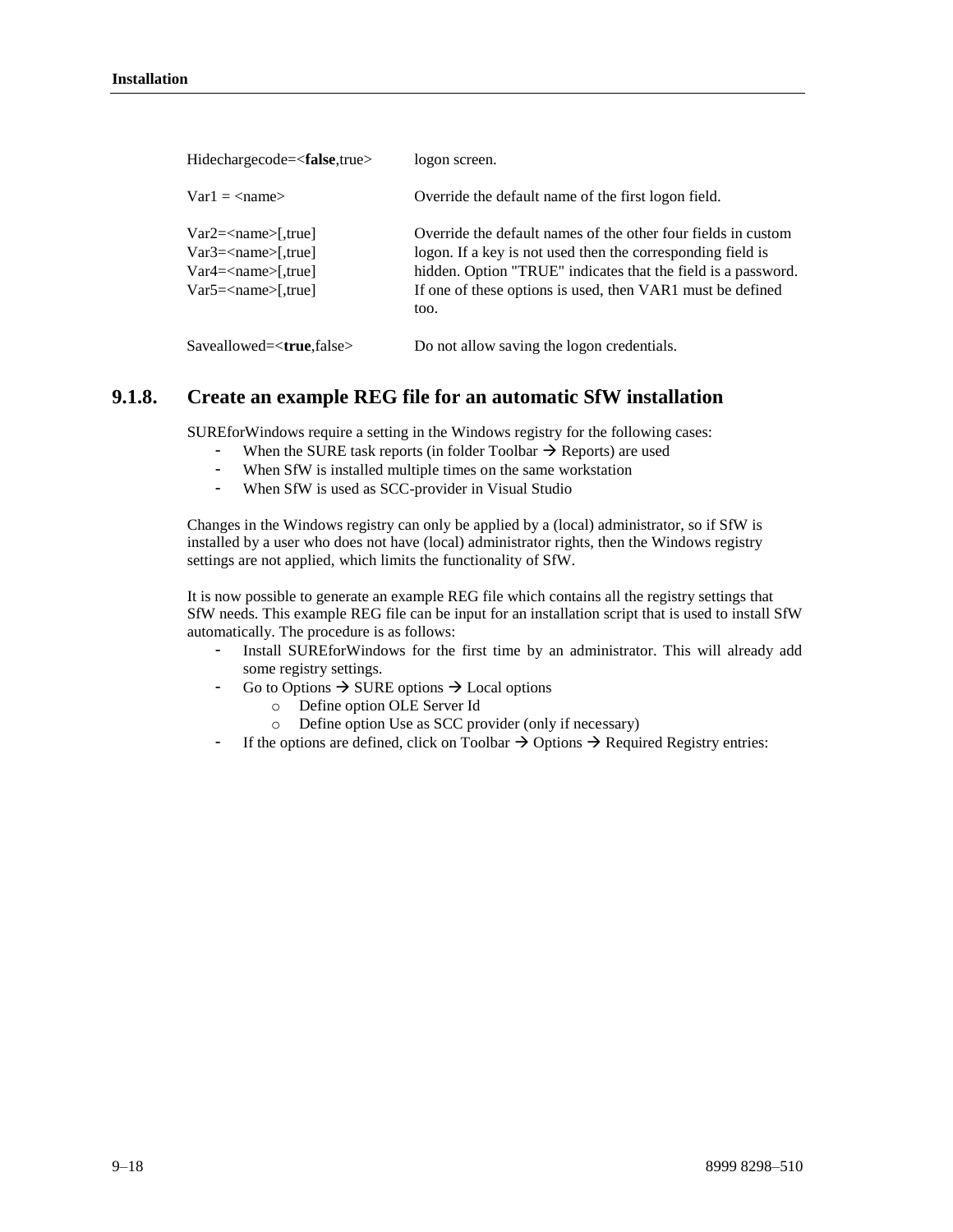| | |
|---|---|
| Hidechargecode=<**false**,true> | logon screen. |
| Var1 = <name> | Override the default name of the first logon field. |
| Var2=<name>[,true]<br>Var3=<name>[,true]<br>Var4=<name>[,true]<br>Var5=<name>[,true] | Override the default names of the other four fields in custom logon. If a key is not used then the corresponding field is hidden. Option "TRUE" indicates that the field is a password. If one of these options is used, then VAR1 must be defined too. |
| Saveallowed=<**true**,false> | Do not allow saving the logon credentials. |

## 9.1.8. Create an example REG file for an automatic SfW installation

SUREforWindows require a setting in the Windows registry for the following cases:

- When the SURE task reports (in folder Toolbar → Reports) are used
- When SfW is installed multiple times on the same workstation
- When SfW is used as SCC-provider in Visual Studio

Changes in the Windows registry can only be applied by a (local) administrator, so if SfW is installed by a user who does not have (local) administrator rights, then the Windows registry settings are not applied, which limits the functionality of SfW.

It is now possible to generate an example REG file which contains all the registry settings that SfW needs. This example REG file can be input for an installation script that is used to install SfW automatically. The procedure is as follows:

- Install SUREforWindows for the first time by an administrator. This will already add some registry settings.
- Go to Options → SURE options → Local options
  - Define option OLE Server Id
  - Define option Use as SCC provider (only if necessary)
- If the options are defined, click on Toolbar → Options → Required Registry entries: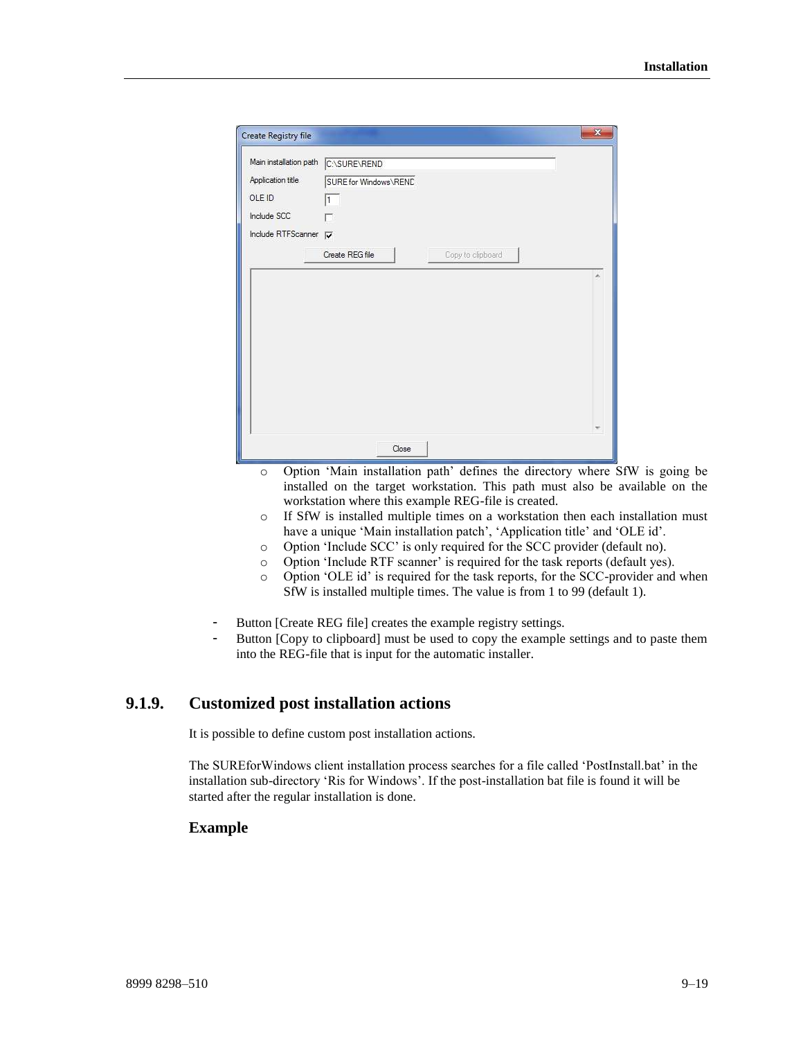- Option 'Main installation path' defines the directory where SfW is going be installed on the target workstation. This path must also be available on the workstation where this example REG-file is created.
- If SfW is installed multiple times on a workstation then each installation must have a unique 'Main installation patch', 'Application title' and 'OLE id'.
- Option 'Include SCC' is only required for the SCC provider (default no).
- Option 'Include RTF scanner' is required for the task reports (default yes).
- Option 'OLE id' is required for the task reports, for the SCC-provider and when SfW is installed multiple times. The value is from 1 to 99 (default 1).

- Button [Create REG file] creates the example registry settings.
- Button [Copy to clipboard] must be used to copy the example settings and to paste them into the REG-file that is input for the automatic installer.

## 9.1.9. Customized post installation actions

It is possible to define custom post installation actions.

The SUREforWindows client installation process searches for a file called 'PostInstall.bat' in the installation sub-directory 'Ris for Windows'. If the post-installation bat file is found it will be started after the regular installation is done.

### Example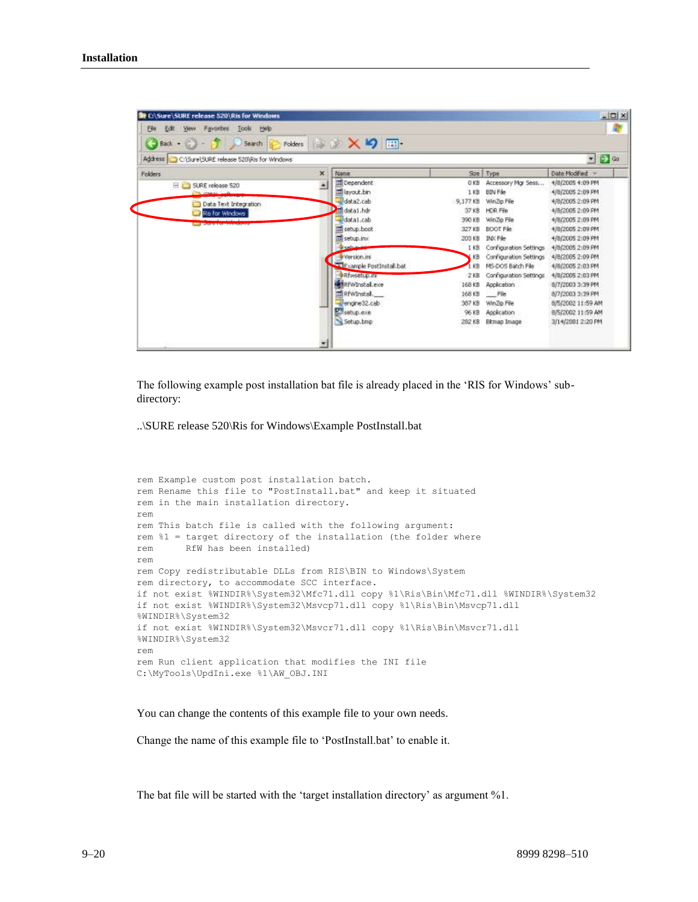The following example post installation bat file is already placed in the ‘RIS for Windows’ sub-directory:

..\SURE release 520\Ris for Windows\Example PostInstall.bat

```
rem Example custom post installation batch.
rem Rename this file to "PostInstall.bat" and keep it situated
rem in the main installation directory.
rem
rem This batch file is called with the following argument:
rem %1 = target directory of the installation (the folder where
rem      RfW has been installed)
rem
rem Copy redistributable DLLs from RIS\BIN to Windows\System
rem directory, to accommodate SCC interface.
if not exist %WINDIR%\System32\Mfc71.dll copy %1\Ris\Bin\Mfc71.dll %WINDIR%\System32
if not exist %WINDIR%\System32\Msvcp71.dll copy %1\Ris\Bin\Msvcp71.dll
%WINDIR%\System32
if not exist %WINDIR%\System32\Msvcr71.dll copy %1\Ris\Bin\Msvcr71.dll
%WINDIR%\System32
rem
rem Run client application that modifies the INI file
C:\MyTools\UpdIni.exe %1\AW_OBJ.INI
```

You can change the contents of this example file to your own needs.

Change the name of this example file to ‘PostInstall.bat’ to enable it.

The bat file will be started with the ‘target installation directory’ as argument %1.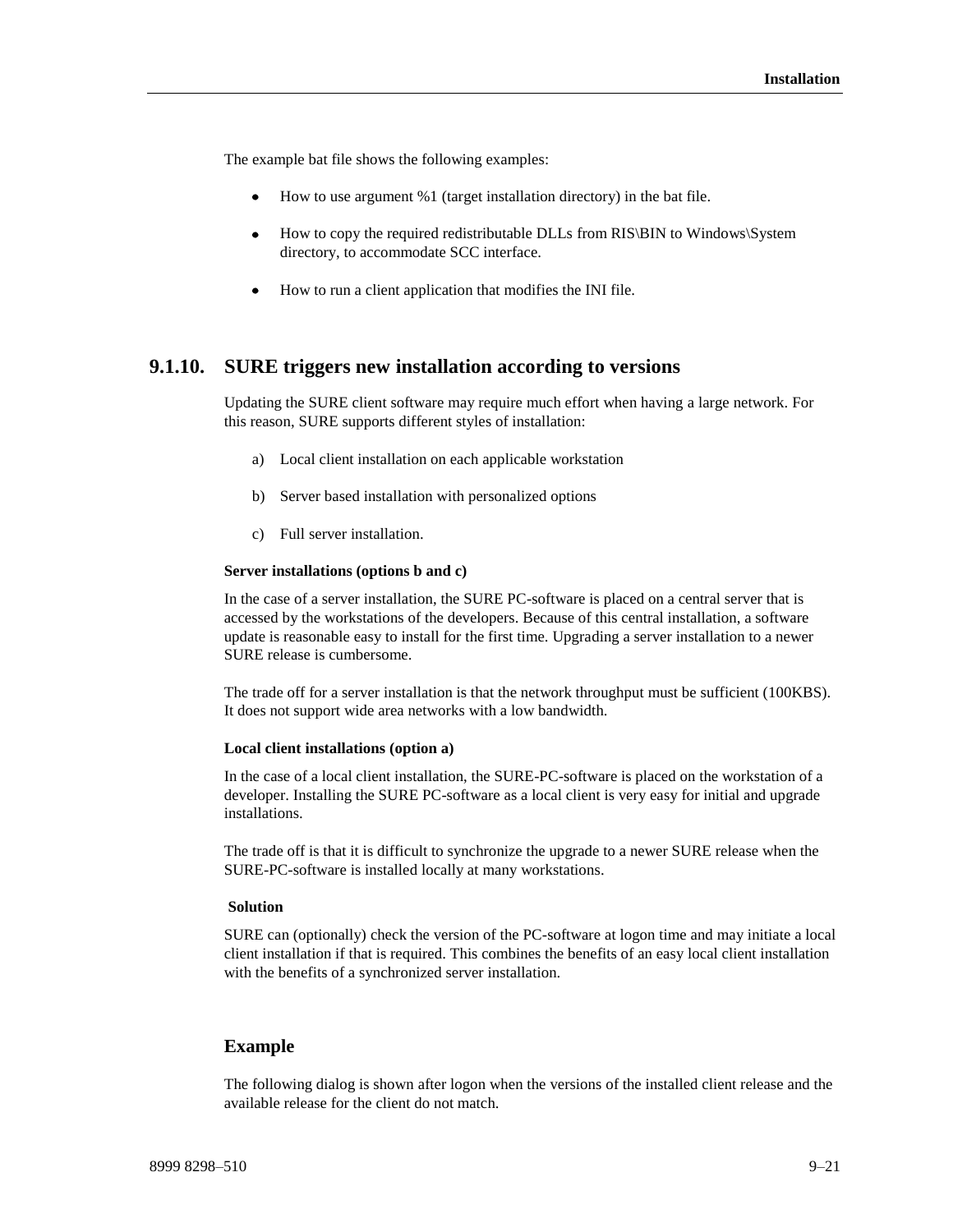The example bat file shows the following examples:

- How to use argument %1 (target installation directory) in the bat file.
- How to copy the required redistributable DLLs from RIS\BIN to Windows\System directory, to accommodate SCC interface.
- How to run a client application that modifies the INI file.

### 9.1.10. SURE triggers new installation according to versions

Updating the SURE client software may require much effort when having a large network. For this reason, SURE supports different styles of installation:

a) Local client installation on each applicable workstation

b) Server based installation with personalized options

c) Full server installation.

**Server installations (options b and c)**

In the case of a server installation, the SURE PC-software is placed on a central server that is accessed by the workstations of the developers. Because of this central installation, a software update is reasonable easy to install for the first time. Upgrading a server installation to a newer SURE release is cumbersome.

The trade off for a server installation is that the network throughput must be sufficient (100KBS). It does not support wide area networks with a low bandwidth.

**Local client installations (option a)**

In the case of a local client installation, the SURE-PC-software is placed on the workstation of a developer. Installing the SURE PC-software as a local client is very easy for initial and upgrade installations.

The trade off is that it is difficult to synchronize the upgrade to a newer SURE release when the SURE-PC-software is installed locally at many workstations.

**Solution**

SURE can (optionally) check the version of the PC-software at logon time and may initiate a local client installation if that is required. This combines the benefits of an easy local client installation with the benefits of a synchronized server installation.

#### Example

The following dialog is shown after logon when the versions of the installed client release and the available release for the client do not match.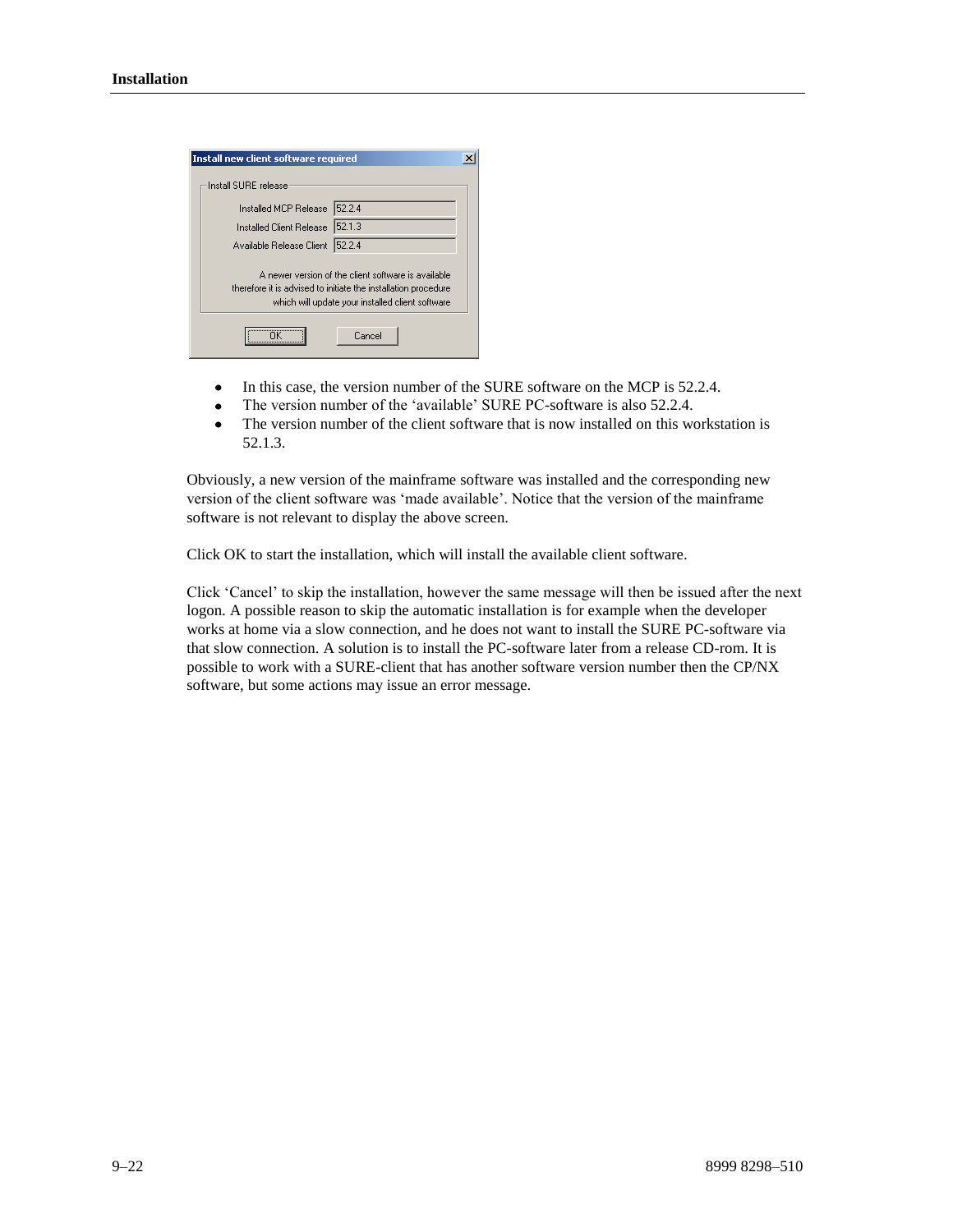**Install new client software required**

Install SURE release

| | |
|---|---|
| Installed MCP Release | 52.2.4 |
| Installed Client Release | 52.1.3 |
| Available Release Client | 52.2.4 |

A newer version of the client software is available therefore it is advised to initiate the installation procedure which will update your installed client software

OK | Cancel

- In this case, the version number of the SURE software on the MCP is 52.2.4.
- The version number of the 'available' SURE PC-software is also 52.2.4.
- The version number of the client software that is now installed on this workstation is 52.1.3.

Obviously, a new version of the mainframe software was installed and the corresponding new version of the client software was 'made available'. Notice that the version of the mainframe software is not relevant to display the above screen.

Click OK to start the installation, which will install the available client software.

Click 'Cancel' to skip the installation, however the same message will then be issued after the next logon. A possible reason to skip the automatic installation is for example when the developer works at home via a slow connection, and he does not want to install the SURE PC-software via that slow connection. A solution is to install the PC-software later from a release CD-rom. It is possible to work with a SURE-client that has another software version number then the CP/NX software, but some actions may issue an error message.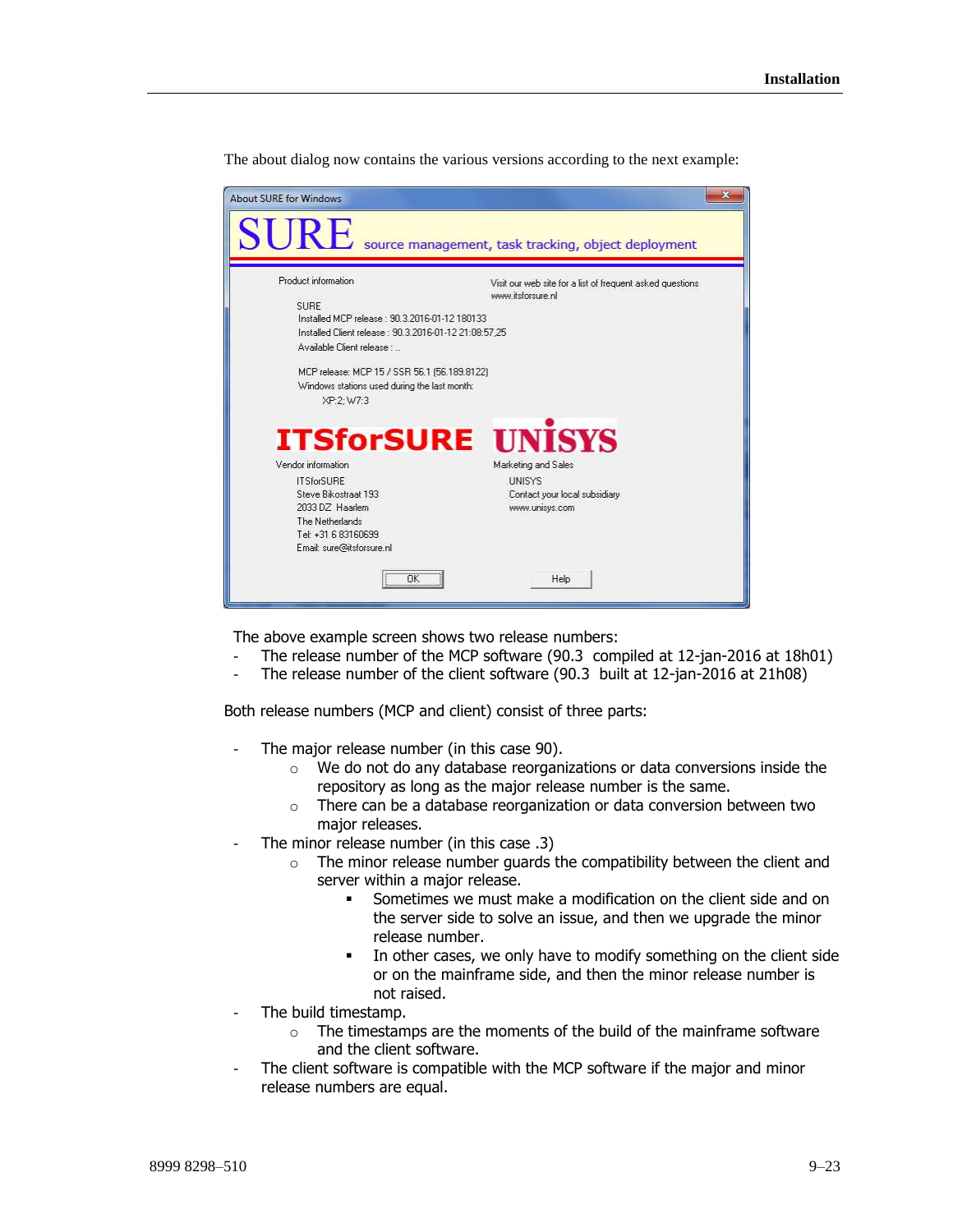The about dialog now contains the various versions according to the next example:

About SURE for Windows

SURE source management, task tracking, object deployment

Product information

SURE
Installed MCP release : 90.3.2016-01-12 180133
Installed Client release : 90.3.2016-01-12 21:08:57,25
Available Client release : ..

MCP release: MCP 15 / SSR 56.1 (56.189.8122)
Windows stations used during the last month:
XP:2; W7:3

Visit our web site for a list of frequent asked questions
www.itsforsure.nl

ITSforSURE

Vendor information

ITSforSURE
Steve Bikostraat 193
2033 DZ Haarlem
The Netherlands
Tel: +31 6 83160699
Email: sure@itsforsure.nl

UNISYS

Marketing and Sales

UNISYS
Contact your local subsidiary
www.unisys.com

OK Help

The above example screen shows two release numbers:

- The release number of the MCP software (90.3 compiled at 12-jan-2016 at 18h01)
- The release number of the client software (90.3 built at 12-jan-2016 at 21h08)

Both release numbers (MCP and client) consist of three parts:

- The major release number (in this case 90).
  - We do not do any database reorganizations or data conversions inside the repository as long as the major release number is the same.
  - There can be a database reorganization or data conversion between two major releases.
- The minor release number (in this case .3)
  - The minor release number guards the compatibility between the client and server within a major release.
    - Sometimes we must make a modification on the client side and on the server side to solve an issue, and then we upgrade the minor release number.
    - In other cases, we only have to modify something on the client side or on the mainframe side, and then the minor release number is not raised.
- The build timestamp.
  - The timestamps are the moments of the build of the mainframe software and the client software.
- The client software is compatible with the MCP software if the major and minor release numbers are equal.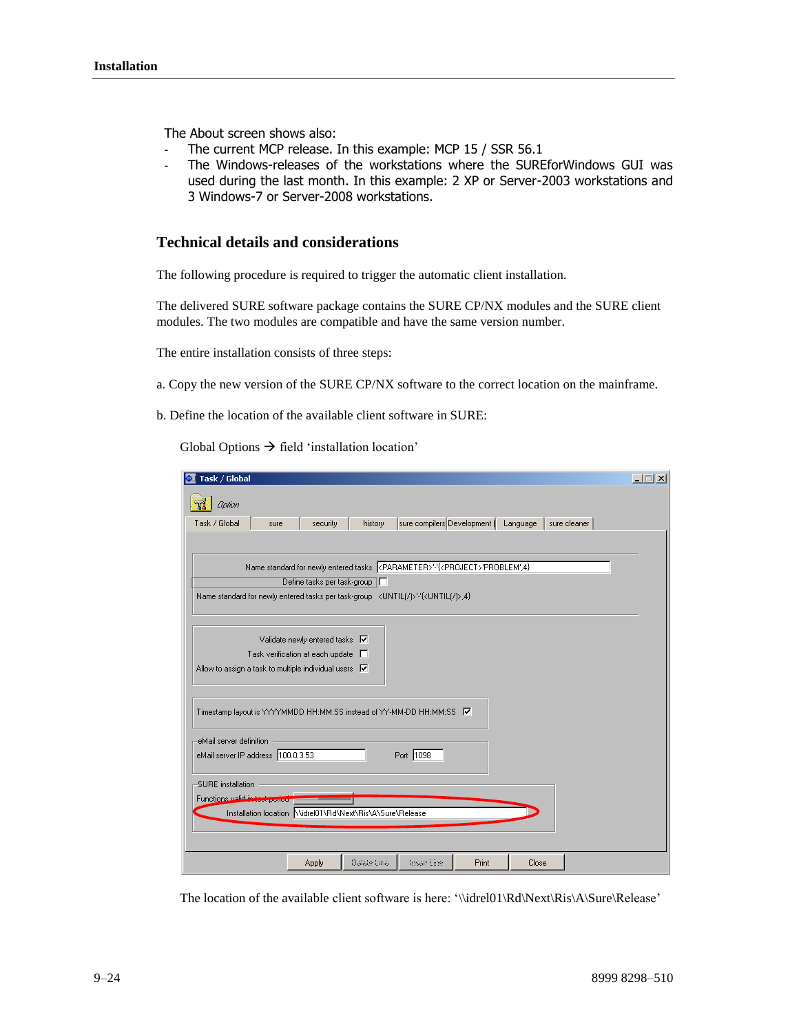The About screen shows also:

- The current MCP release. In this example: MCP 15 / SSR 56.1
- The Windows-releases of the workstations where the SUREforWindows GUI was used during the last month. In this example: 2 XP or Server-2003 workstations and 3 Windows-7 or Server-2008 workstations.

## Technical details and considerations

The following procedure is required to trigger the automatic client installation.

The delivered SURE software package contains the SURE CP/NX modules and the SURE client modules. The two modules are compatible and have the same version number.

The entire installation consists of three steps:

a. Copy the new version of the SURE CP/NX software to the correct location on the mainframe.

b. Define the location of the available client software in SURE:

Global Options → field 'installation location'

The location of the available client software is here: '\\idrel01\Rd\Next\Ris\A\Sure\Release'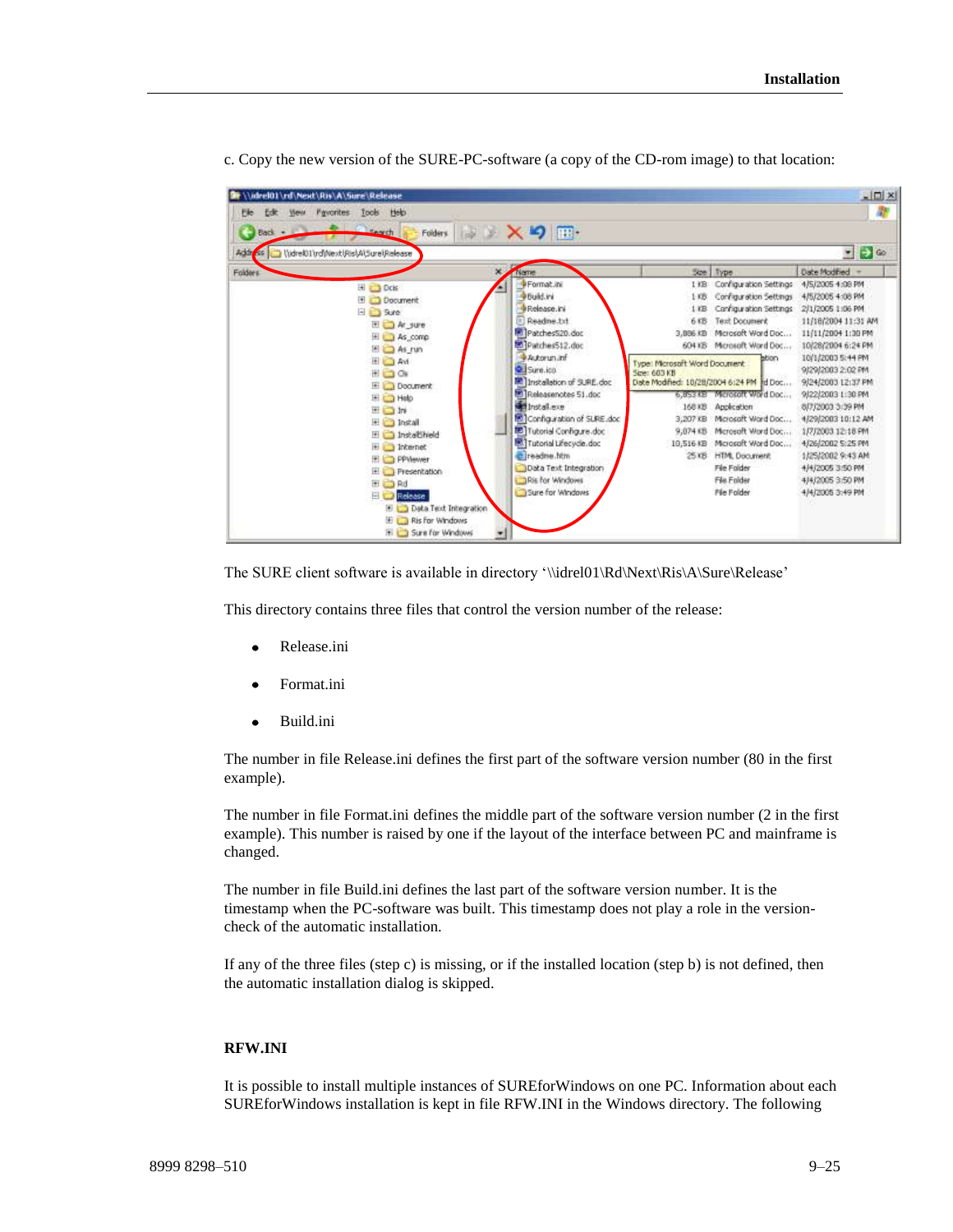c. Copy the new version of the SURE-PC-software (a copy of the CD-rom image) to that location:

The SURE client software is available in directory '\\idrel01\Rd\Next\Ris\A\Sure\Release'

This directory contains three files that control the version number of the release:

- Release.ini
- Format.ini
- Build.ini

The number in file Release.ini defines the first part of the software version number (80 in the first example).

The number in file Format.ini defines the middle part of the software version number (2 in the first example). This number is raised by one if the layout of the interface between PC and mainframe is changed.

The number in file Build.ini defines the last part of the software version number. It is the timestamp when the PC-software was built. This timestamp does not play a role in the version-check of the automatic installation.

If any of the three files (step c) is missing, or if the installed location (step b) is not defined, then the automatic installation dialog is skipped.

## RFW.INI

It is possible to install multiple instances of SUREforWindows on one PC. Information about each SUREforWindows installation is kept in file RFW.INI in the Windows directory. The following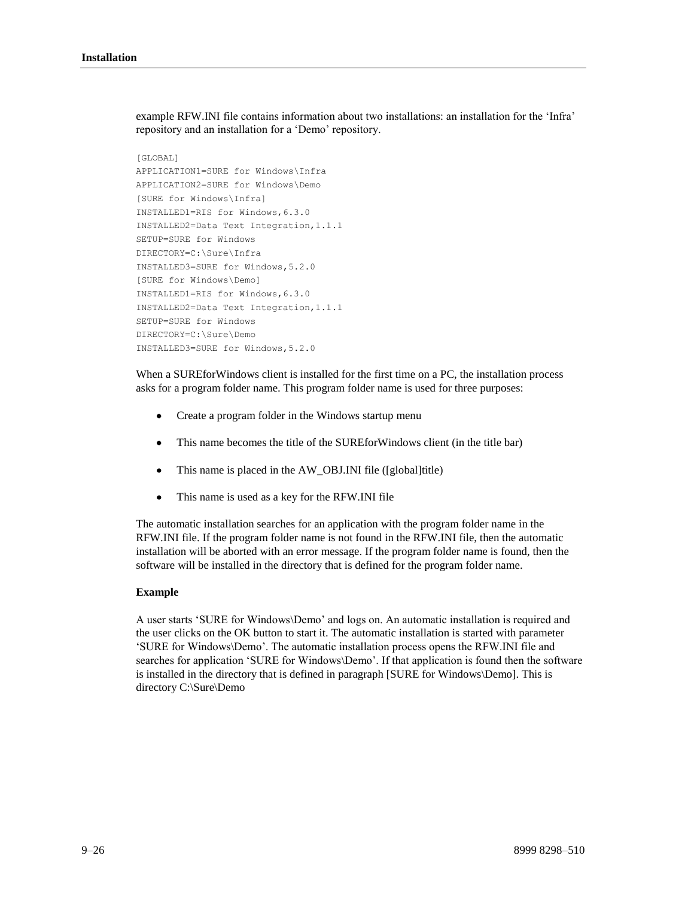example RFW.INI file contains information about two installations: an installation for the 'Infra' repository and an installation for a 'Demo' repository.

```
[GLOBAL]
APPLICATION1=SURE for Windows\Infra
APPLICATION2=SURE for Windows\Demo
[SURE for Windows\Infra]
INSTALLED1=RIS for Windows,6.3.0
INSTALLED2=Data Text Integration,1.1.1
SETUP=SURE for Windows
DIRECTORY=C:\Sure\Infra
INSTALLED3=SURE for Windows,5.2.0
[SURE for Windows\Demo]
INSTALLED1=RIS for Windows,6.3.0
INSTALLED2=Data Text Integration,1.1.1
SETUP=SURE for Windows
DIRECTORY=C:\Sure\Demo
INSTALLED3=SURE for Windows,5.2.0
```

When a SUREforWindows client is installed for the first time on a PC, the installation process asks for a program folder name. This program folder name is used for three purposes:

- Create a program folder in the Windows startup menu
- This name becomes the title of the SUREforWindows client (in the title bar)
- This name is placed in the AW_OBJ.INI file ([global]title)
- This name is used as a key for the RFW.INI file

The automatic installation searches for an application with the program folder name in the RFW.INI file. If the program folder name is not found in the RFW.INI file, then the automatic installation will be aborted with an error message. If the program folder name is found, then the software will be installed in the directory that is defined for the program folder name.

**Example**

A user starts 'SURE for Windows\Demo' and logs on. An automatic installation is required and the user clicks on the OK button to start it. The automatic installation is started with parameter 'SURE for Windows\Demo'. The automatic installation process opens the RFW.INI file and searches for application 'SURE for Windows\Demo'. If that application is found then the software is installed in the directory that is defined in paragraph [SURE for Windows\Demo]. This is directory C:\Sure\Demo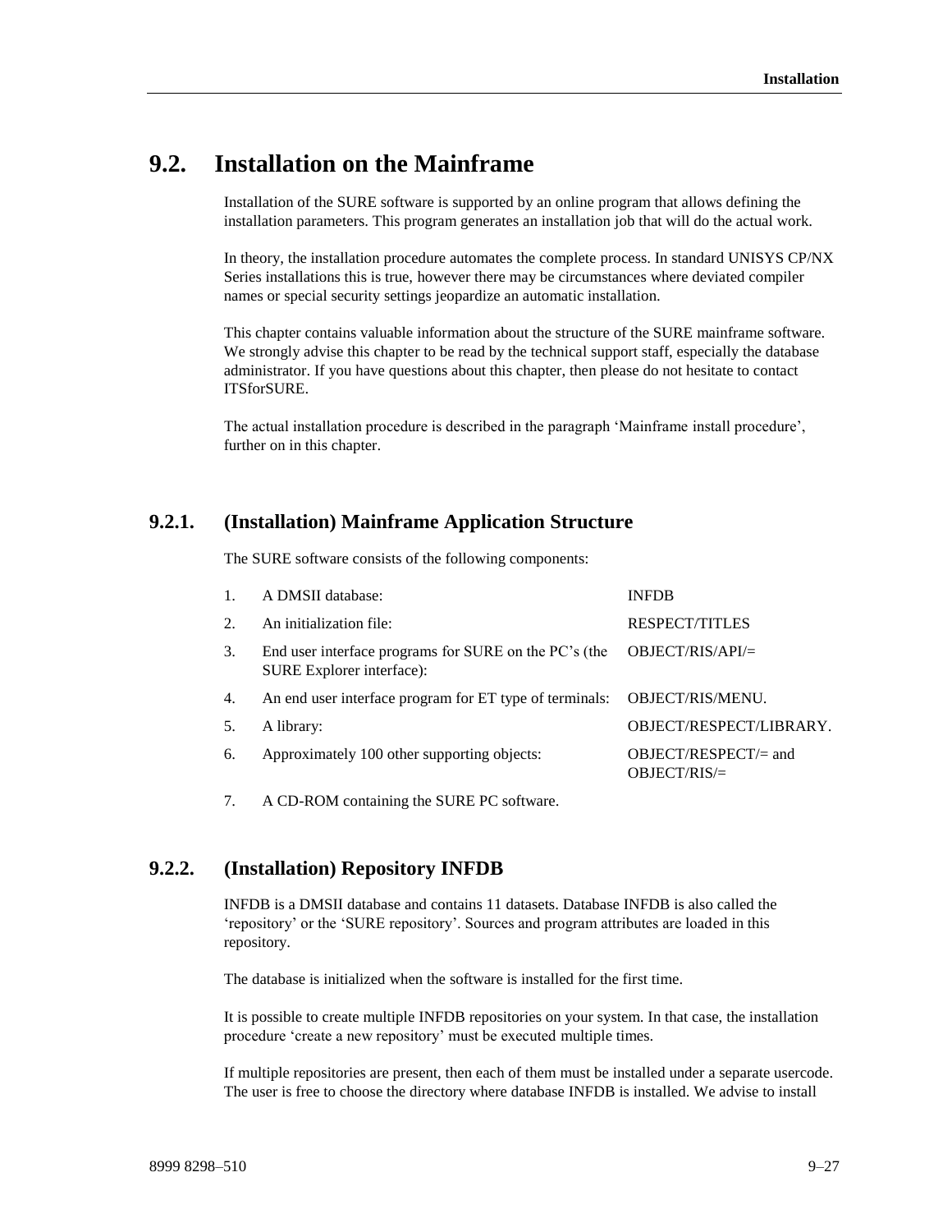## 9.2. Installation on the Mainframe

Installation of the SURE software is supported by an online program that allows defining the installation parameters. This program generates an installation job that will do the actual work.

In theory, the installation procedure automates the complete process. In standard UNISYS CP/NX Series installations this is true, however there may be circumstances where deviated compiler names or special security settings jeopardize an automatic installation.

This chapter contains valuable information about the structure of the SURE mainframe software. We strongly advise this chapter to be read by the technical support staff, especially the database administrator. If you have questions about this chapter, then please do not hesitate to contact ITSforSURE.

The actual installation procedure is described in the paragraph 'Mainframe install procedure', further on in this chapter.

### 9.2.1. (Installation) Mainframe Application Structure

The SURE software consists of the following components:

| | | |
|---|---|---|
| 1. | A DMSII database: | INFDB |
| 2. | An initialization file: | RESPECT/TITLES |
| 3. | End user interface programs for SURE on the PC's (the SURE Explorer interface): | OBJECT/RIS/API/= |
| 4. | An end user interface program for ET type of terminals: | OBJECT/RIS/MENU. |
| 5. | A library: | OBJECT/RESPECT/LIBRARY. |
| 6. | Approximately 100 other supporting objects: | OBJECT/RESPECT/= and OBJECT/RIS/= |
| 7. | A CD-ROM containing the SURE PC software. | |

### 9.2.2. (Installation) Repository INFDB

INFDB is a DMSII database and contains 11 datasets. Database INFDB is also called the 'repository' or the 'SURE repository'. Sources and program attributes are loaded in this repository.

The database is initialized when the software is installed for the first time.

It is possible to create multiple INFDB repositories on your system. In that case, the installation procedure 'create a new repository' must be executed multiple times.

If multiple repositories are present, then each of them must be installed under a separate usercode. The user is free to choose the directory where database INFDB is installed. We advise to install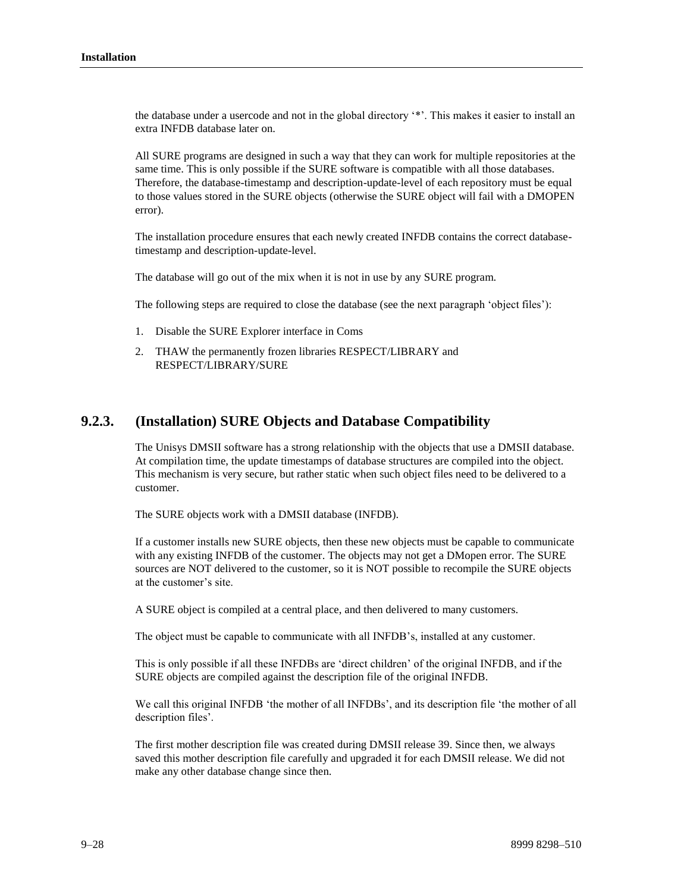the database under a usercode and not in the global directory '*'. This makes it easier to install an extra INFDB database later on.

All SURE programs are designed in such a way that they can work for multiple repositories at the same time. This is only possible if the SURE software is compatible with all those databases. Therefore, the database-timestamp and description-update-level of each repository must be equal to those values stored in the SURE objects (otherwise the SURE object will fail with a DMOPEN error).

The installation procedure ensures that each newly created INFDB contains the correct database-timestamp and description-update-level.

The database will go out of the mix when it is not in use by any SURE program.

The following steps are required to close the database (see the next paragraph 'object files'):

1. Disable the SURE Explorer interface in Coms
2. THAW the permanently frozen libraries RESPECT/LIBRARY and RESPECT/LIBRARY/SURE

## 9.2.3. (Installation) SURE Objects and Database Compatibility

The Unisys DMSII software has a strong relationship with the objects that use a DMSII database. At compilation time, the update timestamps of database structures are compiled into the object. This mechanism is very secure, but rather static when such object files need to be delivered to a customer.

The SURE objects work with a DMSII database (INFDB).

If a customer installs new SURE objects, then these new objects must be capable to communicate with any existing INFDB of the customer. The objects may not get a DMopen error. The SURE sources are NOT delivered to the customer, so it is NOT possible to recompile the SURE objects at the customer's site.

A SURE object is compiled at a central place, and then delivered to many customers.

The object must be capable to communicate with all INFDB's, installed at any customer.

This is only possible if all these INFDBs are 'direct children' of the original INFDB, and if the SURE objects are compiled against the description file of the original INFDB.

We call this original INFDB 'the mother of all INFDBs', and its description file 'the mother of all description files'.

The first mother description file was created during DMSII release 39. Since then, we always saved this mother description file carefully and upgraded it for each DMSII release. We did not make any other database change since then.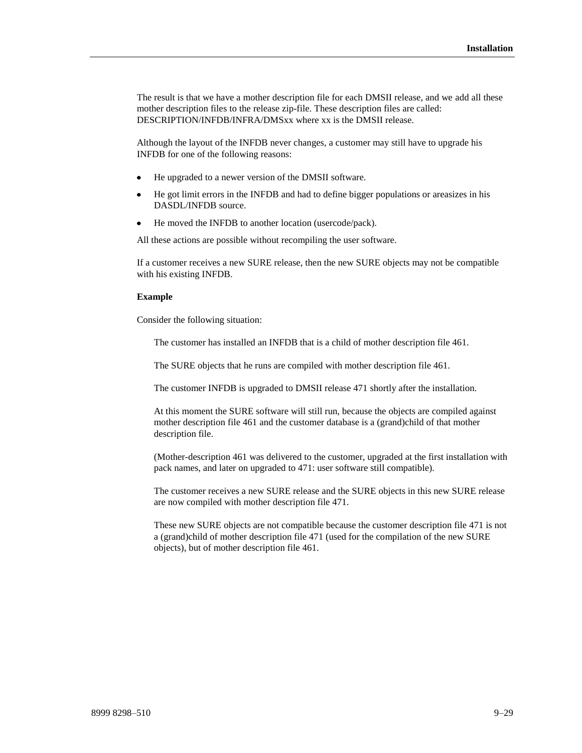The result is that we have a mother description file for each DMSII release, and we add all these mother description files to the release zip-file. These description files are called: DESCRIPTION/INFDB/INFRA/DMSxx where xx is the DMSII release.

Although the layout of the INFDB never changes, a customer may still have to upgrade his INFDB for one of the following reasons:

- He upgraded to a newer version of the DMSII software.
- He got limit errors in the INFDB and had to define bigger populations or areasizes in his DASDL/INFDB source.
- He moved the INFDB to another location (usercode/pack).

All these actions are possible without recompiling the user software.

If a customer receives a new SURE release, then the new SURE objects may not be compatible with his existing INFDB.

**Example**

Consider the following situation:

> The customer has installed an INFDB that is a child of mother description file 461.
>
> The SURE objects that he runs are compiled with mother description file 461.
>
> The customer INFDB is upgraded to DMSII release 471 shortly after the installation.
>
> At this moment the SURE software will still run, because the objects are compiled against mother description file 461 and the customer database is a (grand)child of that mother description file.
>
> (Mother-description 461 was delivered to the customer, upgraded at the first installation with pack names, and later on upgraded to 471: user software still compatible).
>
> The customer receives a new SURE release and the SURE objects in this new SURE release are now compiled with mother description file 471.
>
> These new SURE objects are not compatible because the customer description file 471 is not a (grand)child of mother description file 471 (used for the compilation of the new SURE objects), but of mother description file 461.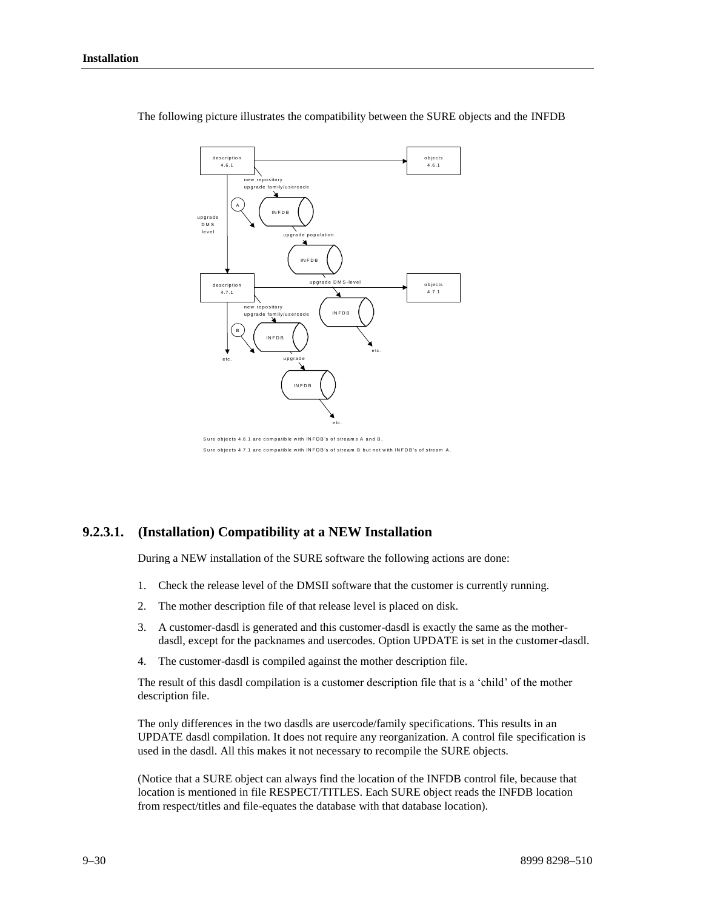The following picture illustrates the compatibility between the SURE objects and the INFDB

Sure objects 4.6.1 are compatible with INFDB's of streams A and B.

Sure objects 4.7.1 are compatible with INFDB's of stream B but not with INFDB's of stream A.

### 9.2.3.1. (Installation) Compatibility at a NEW Installation

During a NEW installation of the SURE software the following actions are done:

1. Check the release level of the DMSII software that the customer is currently running.
2. The mother description file of that release level is placed on disk.
3. A customer-dasdl is generated and this customer-dasdl is exactly the same as the mother-dasdl, except for the packnames and usercodes. Option UPDATE is set in the customer-dasdl.
4. The customer-dasdl is compiled against the mother description file.

The result of this dasdl compilation is a customer description file that is a 'child' of the mother description file.

The only differences in the two dasdls are usercode/family specifications. This results in an UPDATE dasdl compilation. It does not require any reorganization. A control file specification is used in the dasdl. All this makes it not necessary to recompile the SURE objects.

(Notice that a SURE object can always find the location of the INFDB control file, because that location is mentioned in file RESPECT/TITLES. Each SURE object reads the INFDB location from respect/titles and file-equates the database with that database location).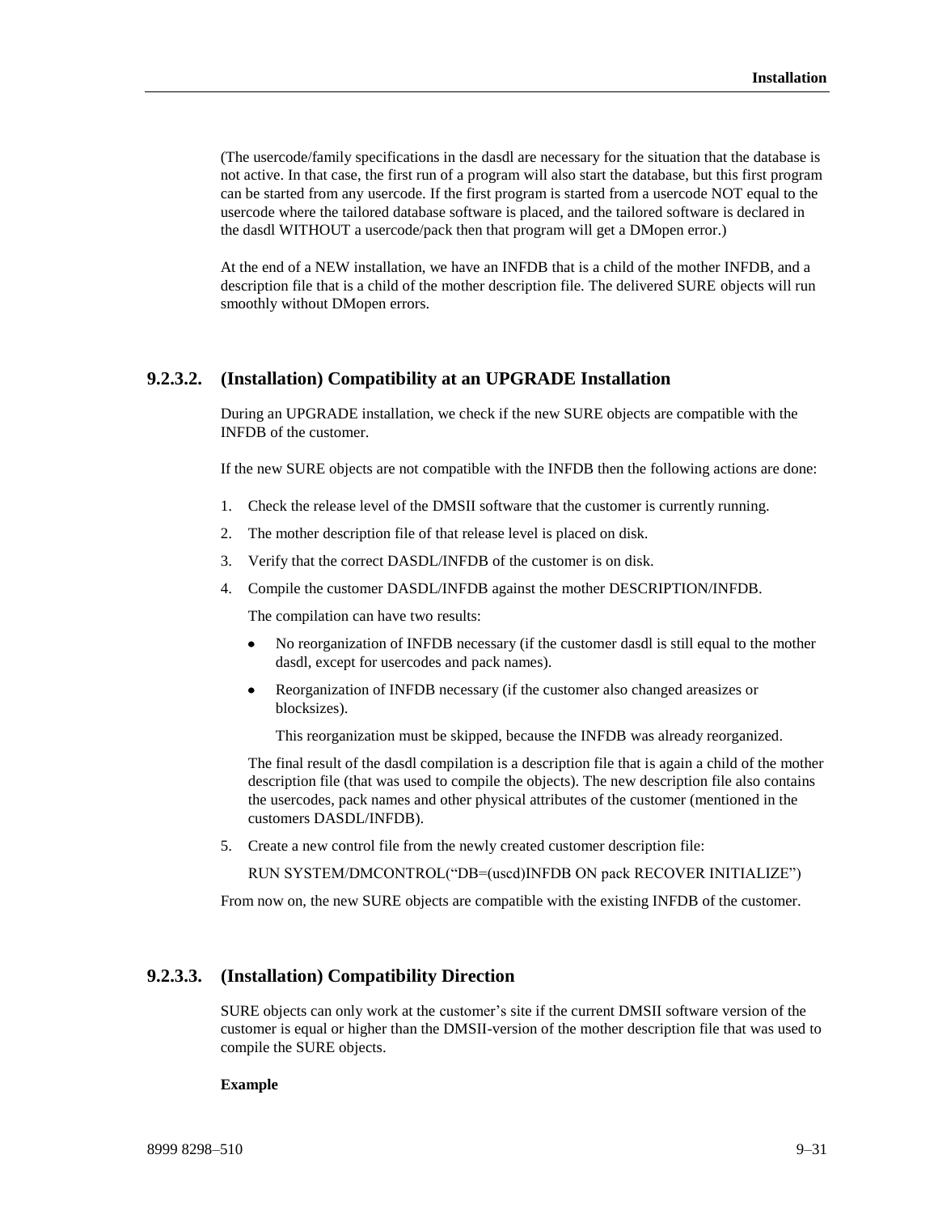(The usercode/family specifications in the dasdl are necessary for the situation that the database is not active. In that case, the first run of a program will also start the database, but this first program can be started from any usercode. If the first program is started from a usercode NOT equal to the usercode where the tailored database software is placed, and the tailored software is declared in the dasdl WITHOUT a usercode/pack then that program will get a DMopen error.)

At the end of a NEW installation, we have an INFDB that is a child of the mother INFDB, and a description file that is a child of the mother description file. The delivered SURE objects will run smoothly without DMopen errors.

### 9.2.3.2. (Installation) Compatibility at an UPGRADE Installation

During an UPGRADE installation, we check if the new SURE objects are compatible with the INFDB of the customer.

If the new SURE objects are not compatible with the INFDB then the following actions are done:

1. Check the release level of the DMSII software that the customer is currently running.
2. The mother description file of that release level is placed on disk.
3. Verify that the correct DASDL/INFDB of the customer is on disk.
4. Compile the customer DASDL/INFDB against the mother DESCRIPTION/INFDB.

   The compilation can have two results:

   - No reorganization of INFDB necessary (if the customer dasdl is still equal to the mother dasdl, except for usercodes and pack names).
   - Reorganization of INFDB necessary (if the customer also changed areasizes or blocksizes).

     This reorganization must be skipped, because the INFDB was already reorganized.

   The final result of the dasdl compilation is a description file that is again a child of the mother description file (that was used to compile the objects). The new description file also contains the usercodes, pack names and other physical attributes of the customer (mentioned in the customers DASDL/INFDB).

5. Create a new control file from the newly created customer description file:

   RUN SYSTEM/DMCONTROL("DB=(uscd)INFDB ON pack RECOVER INITIALIZE")

From now on, the new SURE objects are compatible with the existing INFDB of the customer.

### 9.2.3.3. (Installation) Compatibility Direction

SURE objects can only work at the customer's site if the current DMSII software version of the customer is equal or higher than the DMSII-version of the mother description file that was used to compile the SURE objects.

**Example**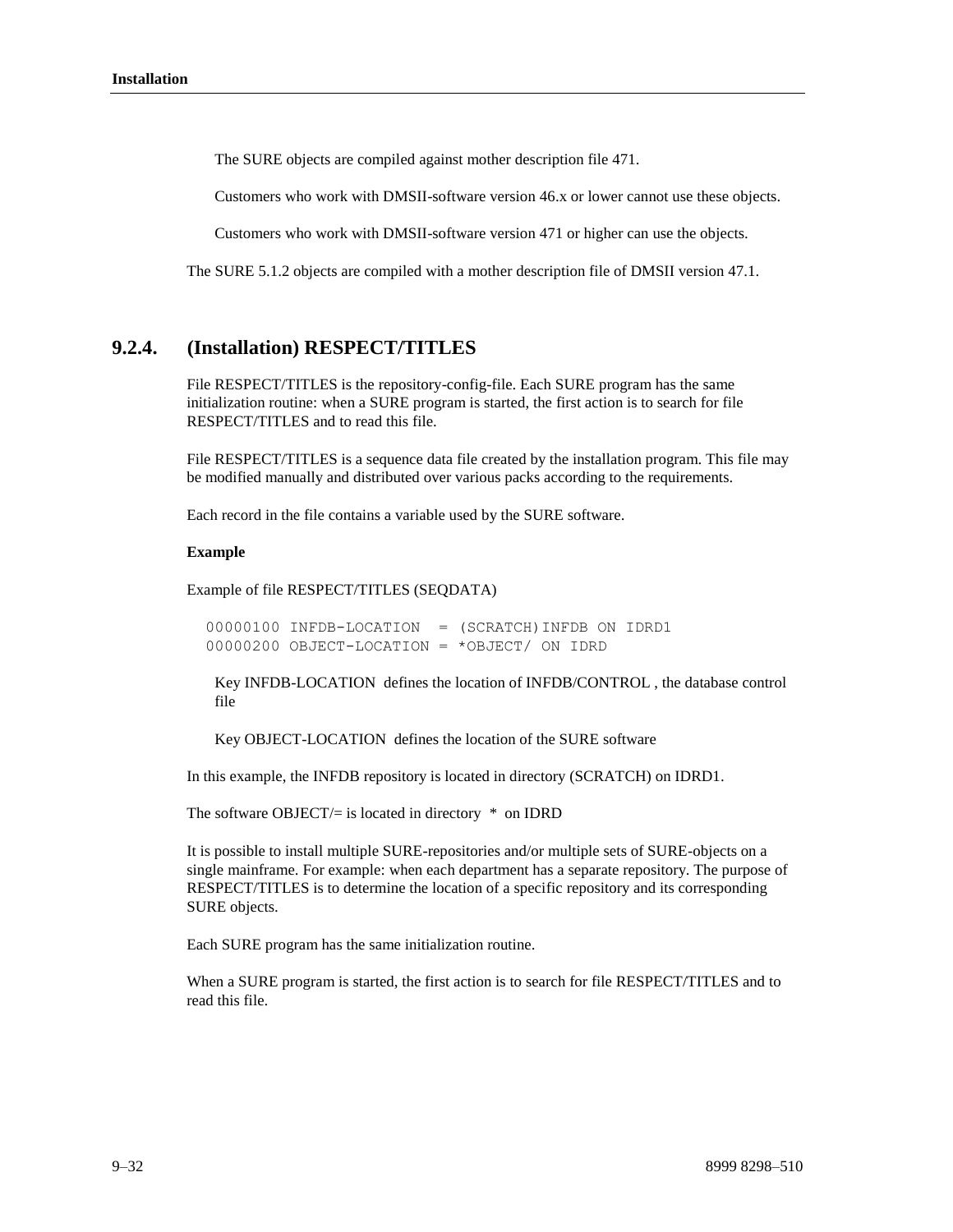The SURE objects are compiled against mother description file 471.

Customers who work with DMSII-software version 46.x or lower cannot use these objects.

Customers who work with DMSII-software version 471 or higher can use the objects.

The SURE 5.1.2 objects are compiled with a mother description file of DMSII version 47.1.

## 9.2.4. (Installation) RESPECT/TITLES

File RESPECT/TITLES is the repository-config-file. Each SURE program has the same initialization routine: when a SURE program is started, the first action is to search for file RESPECT/TITLES and to read this file.

File RESPECT/TITLES is a sequence data file created by the installation program. This file may be modified manually and distributed over various packs according to the requirements.

Each record in the file contains a variable used by the SURE software.

**Example**

Example of file RESPECT/TITLES (SEQDATA)

```
00000100 INFDB-LOCATION  = (SCRATCH)INFDB ON IDRD1
00000200 OBJECT-LOCATION = *OBJECT/ ON IDRD
```

Key INFDB-LOCATION defines the location of INFDB/CONTROL , the database control file

Key OBJECT-LOCATION defines the location of the SURE software

In this example, the INFDB repository is located in directory (SCRATCH) on IDRD1.

The software OBJECT/= is located in directory * on IDRD

It is possible to install multiple SURE-repositories and/or multiple sets of SURE-objects on a single mainframe. For example: when each department has a separate repository. The purpose of RESPECT/TITLES is to determine the location of a specific repository and its corresponding SURE objects.

Each SURE program has the same initialization routine.

When a SURE program is started, the first action is to search for file RESPECT/TITLES and to read this file.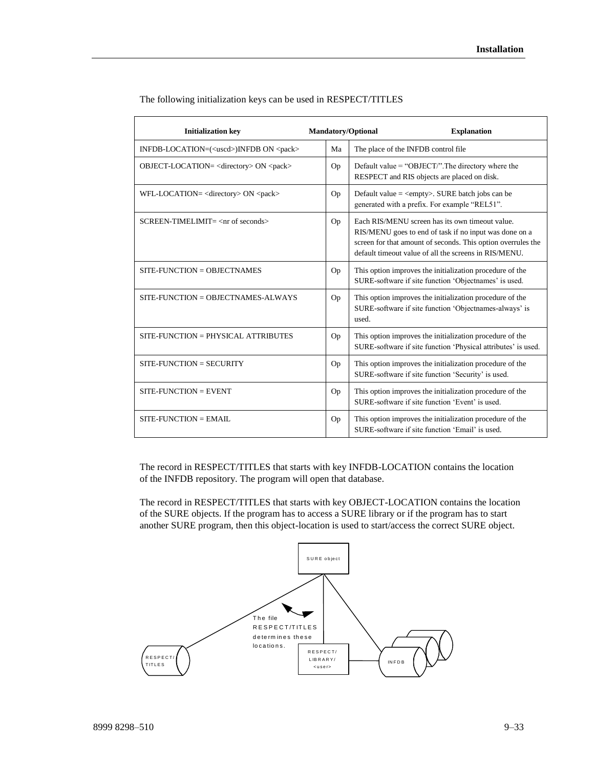The following initialization keys can be used in RESPECT/TITLES

| Initialization key | Mandatory/Optional | Explanation |
|---|---|---|
| INFDB-LOCATION=(<uscd>)INFDB ON <pack> | Ma | The place of the INFDB control file |
| OBJECT-LOCATION= <directory> ON <pack> | Op | Default value = "OBJECT/".The directory where the RESPECT and RIS objects are placed on disk. |
| WFL-LOCATION= <directory> ON <pack> | Op | Default value = <empty>. SURE batch jobs can be generated with a prefix. For example "REL51". |
| SCREEN-TIMELIMIT= <nr of seconds> | Op | Each RIS/MENU screen has its own timeout value. RIS/MENU goes to end of task if no input was done on a screen for that amount of seconds. This option overrules the default timeout value of all the screens in RIS/MENU. |
| SITE-FUNCTION = OBJECTNAMES | Op | This option improves the initialization procedure of the SURE-software if site function 'Objectnames' is used. |
| SITE-FUNCTION = OBJECTNAMES-ALWAYS | Op | This option improves the initialization procedure of the SURE-software if site function 'Objectnames-always' is used. |
| SITE-FUNCTION = PHYSICAL ATTRIBUTES | Op | This option improves the initialization procedure of the SURE-software if site function 'Physical attributes' is used. |
| SITE-FUNCTION = SECURITY | Op | This option improves the initialization procedure of the SURE-software if site function 'Security' is used. |
| SITE-FUNCTION = EVENT | Op | This option improves the initialization procedure of the SURE-software if site function 'Event' is used. |
| SITE-FUNCTION = EMAIL | Op | This option improves the initialization procedure of the SURE-software if site function 'Email' is used. |

The record in RESPECT/TITLES that starts with key INFDB-LOCATION contains the location of the INFDB repository. The program will open that database.

The record in RESPECT/TITLES that starts with key OBJECT-LOCATION contains the location of the SURE objects. If the program has to access a SURE library or if the program has to start another SURE program, then this object-location is used to start/access the correct SURE object.

SURE object

The file RESPECT/TITLES determines these locations.

RESPECT/TITLES

RESPECT/LIBRARY/<user>

INFDB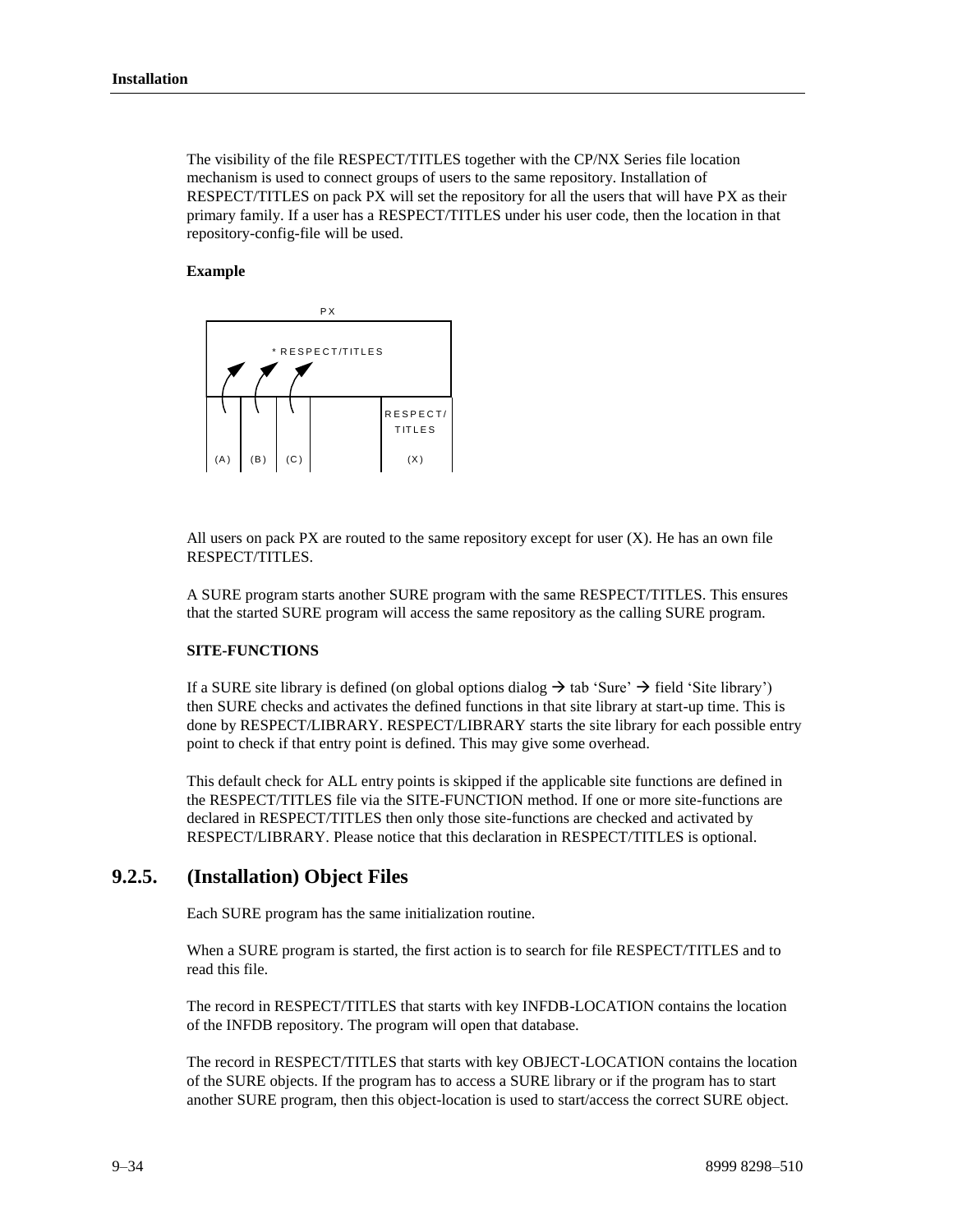The visibility of the file RESPECT/TITLES together with the CP/NX Series file location mechanism is used to connect groups of users to the same repository. Installation of RESPECT/TITLES on pack PX will set the repository for all the users that will have PX as their primary family. If a user has a RESPECT/TITLES under his user code, then the location in that repository-config-file will be used.

**Example**

```
                    PX
+------------------------------------+
|          * RESPECT/TITLES          |
|                                    |
+----+----+----+---------+-----------+
|    |    |    |         | RESPECT/  |
|    |    |    |         | TITLES    |
|(A) |(B) |(C) |         |   (X)     |
```

All users on pack PX are routed to the same repository except for user (X). He has an own file RESPECT/TITLES.

A SURE program starts another SURE program with the same RESPECT/TITLES. This ensures that the started SURE program will access the same repository as the calling SURE program.

**SITE-FUNCTIONS**

If a SURE site library is defined (on global options dialog → tab 'Sure' → field 'Site library') then SURE checks and activates the defined functions in that site library at start-up time. This is done by RESPECT/LIBRARY. RESPECT/LIBRARY starts the site library for each possible entry point to check if that entry point is defined. This may give some overhead.

This default check for ALL entry points is skipped if the applicable site functions are defined in the RESPECT/TITLES file via the SITE-FUNCTION method. If one or more site-functions are declared in RESPECT/TITLES then only those site-functions are checked and activated by RESPECT/LIBRARY. Please notice that this declaration in RESPECT/TITLES is optional.

### 9.2.5. (Installation) Object Files

Each SURE program has the same initialization routine.

When a SURE program is started, the first action is to search for file RESPECT/TITLES and to read this file.

The record in RESPECT/TITLES that starts with key INFDB-LOCATION contains the location of the INFDB repository. The program will open that database.

The record in RESPECT/TITLES that starts with key OBJECT-LOCATION contains the location of the SURE objects. If the program has to access a SURE library or if the program has to start another SURE program, then this object-location is used to start/access the correct SURE object.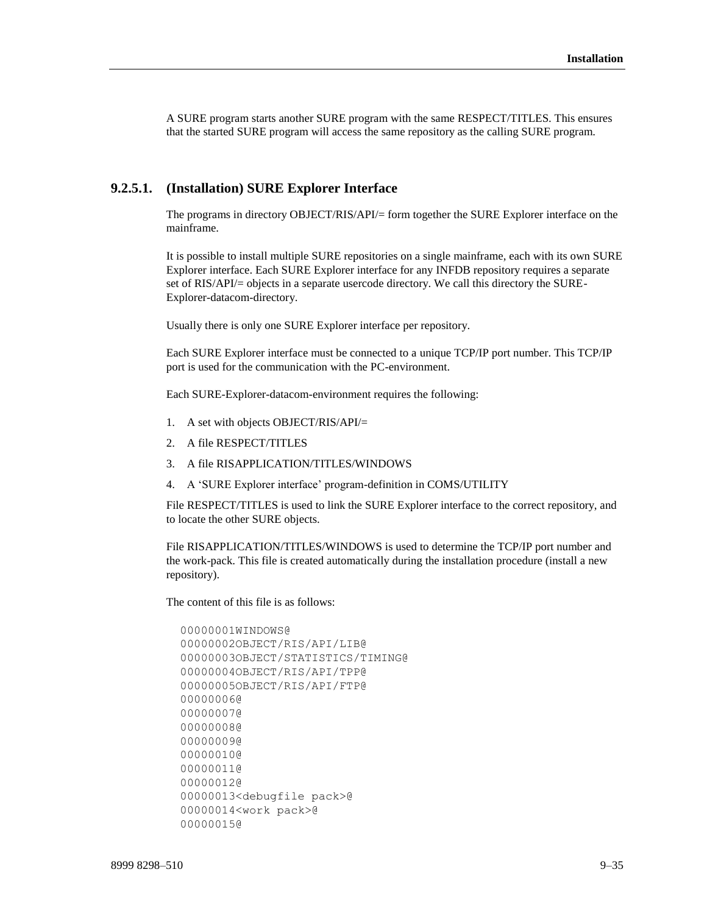A SURE program starts another SURE program with the same RESPECT/TITLES. This ensures that the started SURE program will access the same repository as the calling SURE program.

### 9.2.5.1. (Installation) SURE Explorer Interface

The programs in directory OBJECT/RIS/API/= form together the SURE Explorer interface on the mainframe.

It is possible to install multiple SURE repositories on a single mainframe, each with its own SURE Explorer interface. Each SURE Explorer interface for any INFDB repository requires a separate set of RIS/API/= objects in a separate usercode directory. We call this directory the SURE-Explorer-datacom-directory.

Usually there is only one SURE Explorer interface per repository.

Each SURE Explorer interface must be connected to a unique TCP/IP port number. This TCP/IP port is used for the communication with the PC-environment.

Each SURE-Explorer-datacom-environment requires the following:

1. A set with objects OBJECT/RIS/API/=
2. A file RESPECT/TITLES
3. A file RISAPPLICATION/TITLES/WINDOWS
4. A ‘SURE Explorer interface’ program-definition in COMS/UTILITY

File RESPECT/TITLES is used to link the SURE Explorer interface to the correct repository, and to locate the other SURE objects.

File RISAPPLICATION/TITLES/WINDOWS is used to determine the TCP/IP port number and the work-pack. This file is created automatically during the installation procedure (install a new repository).

The content of this file is as follows:

```
00000001WINDOWS@
00000002OBJECT/RIS/API/LIB@
00000003OBJECT/STATISTICS/TIMING@
00000004OBJECT/RIS/API/TPP@
00000005OBJECT/RIS/API/FTP@
00000006@
00000007@
00000008@
00000009@
00000010@
00000011@
00000012@
00000013<debugfile pack>@
00000014<work pack>@
00000015@
```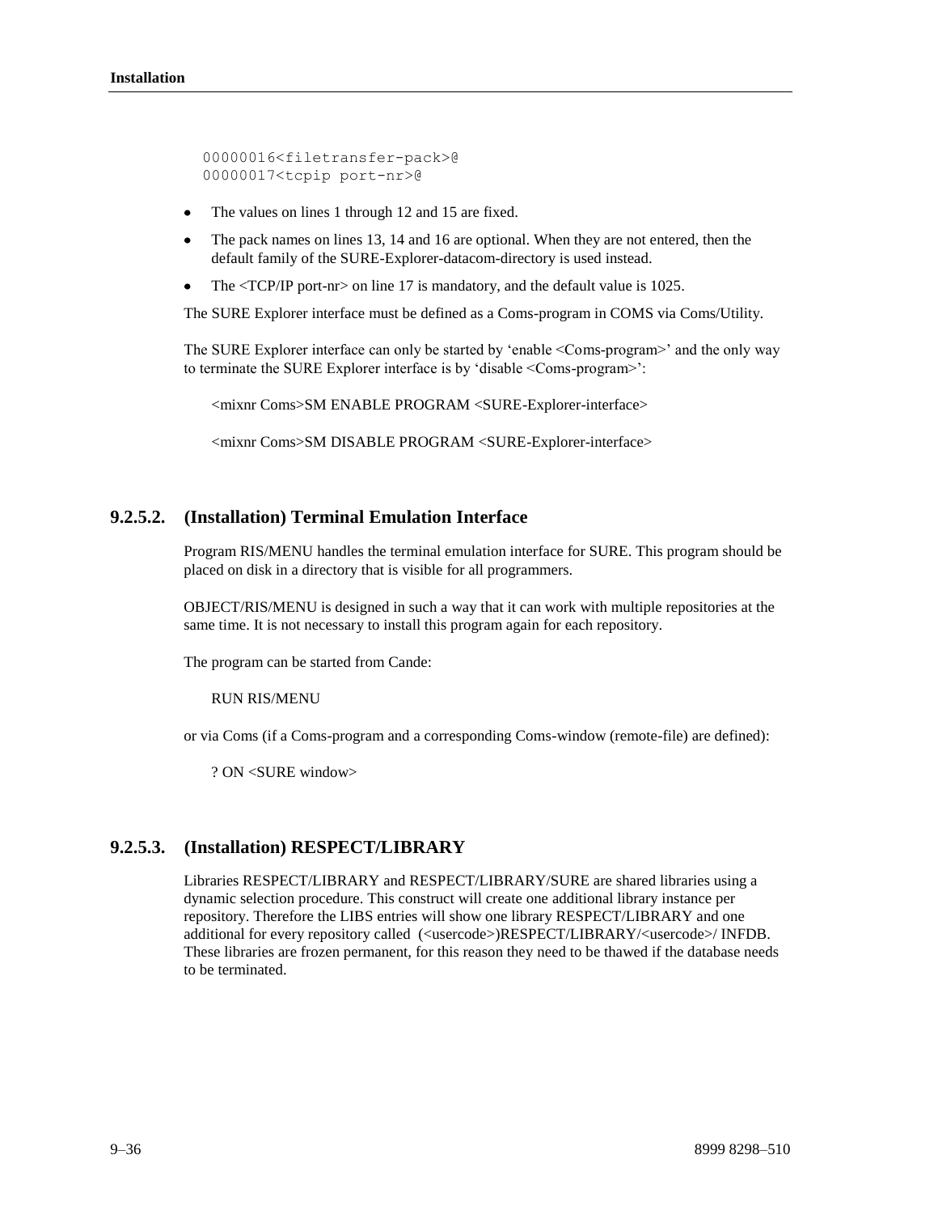```
00000016<filetransfer-pack>@
00000017<tcpip port-nr>@
```

- The values on lines 1 through 12 and 15 are fixed.
- The pack names on lines 13, 14 and 16 are optional. When they are not entered, then the default family of the SURE-Explorer-datacom-directory is used instead.
- The <TCP/IP port-nr> on line 17 is mandatory, and the default value is 1025.

The SURE Explorer interface must be defined as a Coms-program in COMS via Coms/Utility.

The SURE Explorer interface can only be started by ‘enable <Coms-program>’ and the only way to terminate the SURE Explorer interface is by ‘disable <Coms-program>’:

<mixnr Coms>SM ENABLE PROGRAM <SURE-Explorer-interface>

<mixnr Coms>SM DISABLE PROGRAM <SURE-Explorer-interface>

### 9.2.5.2. (Installation) Terminal Emulation Interface

Program RIS/MENU handles the terminal emulation interface for SURE. This program should be placed on disk in a directory that is visible for all programmers.

OBJECT/RIS/MENU is designed in such a way that it can work with multiple repositories at the same time. It is not necessary to install this program again for each repository.

The program can be started from Cande:

RUN RIS/MENU

or via Coms (if a Coms-program and a corresponding Coms-window (remote-file) are defined):

? ON <SURE window>

### 9.2.5.3. (Installation) RESPECT/LIBRARY

Libraries RESPECT/LIBRARY and RESPECT/LIBRARY/SURE are shared libraries using a dynamic selection procedure. This construct will create one additional library instance per repository. Therefore the LIBS entries will show one library RESPECT/LIBRARY and one additional for every repository called (<usercode>)RESPECT/LIBRARY/<usercode>/ INFDB. These libraries are frozen permanent, for this reason they need to be thawed if the database needs to be terminated.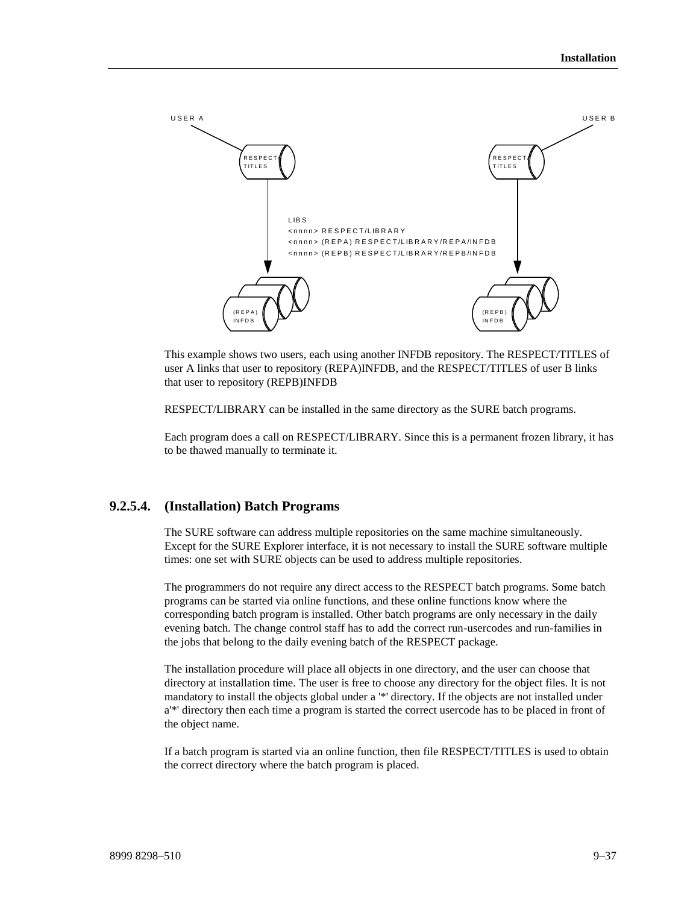USER A

USER B

RESPECT/TITLES

RESPECT/TITLES

LIBS
<nnnn> RESPECT/LIBRARY
<nnnn> (REPA) RESPECT/LIBRARY/REPA/INFDB
<nnnn> (REPB) RESPECT/LIBRARY/REPB/INFDB

(REPA) INFDB

(REPB) INFDB

This example shows two users, each using another INFDB repository. The RESPECT/TITLES of user A links that user to repository (REPA)INFDB, and the RESPECT/TITLES of user B links that user to repository (REPB)INFDB

RESPECT/LIBRARY can be installed in the same directory as the SURE batch programs.

Each program does a call on RESPECT/LIBRARY. Since this is a permanent frozen library, it has to be thawed manually to terminate it.

### 9.2.5.4. (Installation) Batch Programs

The SURE software can address multiple repositories on the same machine simultaneously. Except for the SURE Explorer interface, it is not necessary to install the SURE software multiple times: one set with SURE objects can be used to address multiple repositories.

The programmers do not require any direct access to the RESPECT batch programs. Some batch programs can be started via online functions, and these online functions know where the corresponding batch program is installed. Other batch programs are only necessary in the daily evening batch. The change control staff has to add the correct run-usercodes and run-families in the jobs that belong to the daily evening batch of the RESPECT package.

The installation procedure will place all objects in one directory, and the user can choose that directory at installation time. The user is free to choose any directory for the object files. It is not mandatory to install the objects global under a '*' directory. If the objects are not installed under a'*' directory then each time a program is started the correct usercode has to be placed in front of the object name.

If a batch program is started via an online function, then file RESPECT/TITLES is used to obtain the correct directory where the batch program is placed.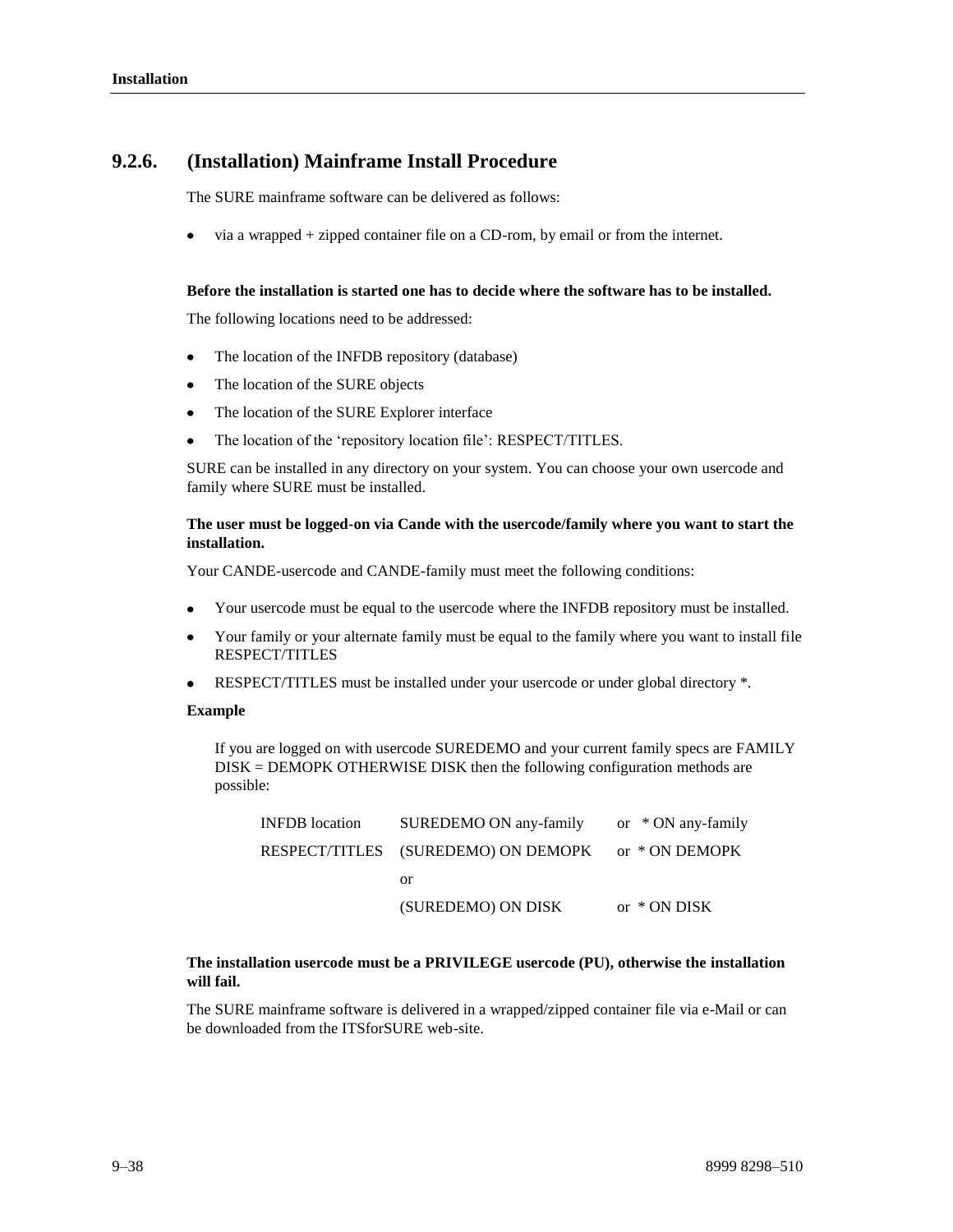### 9.2.6. (Installation) Mainframe Install Procedure

The SURE mainframe software can be delivered as follows:

- via a wrapped + zipped container file on a CD-rom, by email or from the internet.

**Before the installation is started one has to decide where the software has to be installed.**

The following locations need to be addressed:

- The location of the INFDB repository (database)
- The location of the SURE objects
- The location of the SURE Explorer interface
- The location of the 'repository location file': RESPECT/TITLES.

SURE can be installed in any directory on your system. You can choose your own usercode and family where SURE must be installed.

**The user must be logged-on via Cande with the usercode/family where you want to start the installation.**

Your CANDE-usercode and CANDE-family must meet the following conditions:

- Your usercode must be equal to the usercode where the INFDB repository must be installed.
- Your family or your alternate family must be equal to the family where you want to install file RESPECT/TITLES
- RESPECT/TITLES must be installed under your usercode or under global directory *.

**Example**

If you are logged on with usercode SUREDEMO and your current family specs are FAMILY DISK = DEMOPK OTHERWISE DISK then the following configuration methods are possible:

| | | |
|---|---|---|
| INFDB location | SUREDEMO ON any-family | or * ON any-family |
| RESPECT/TITLES | (SUREDEMO) ON DEMOPK | or * ON DEMOPK |
| | or | |
| | (SUREDEMO) ON DISK | or * ON DISK |

**The installation usercode must be a PRIVILEGE usercode (PU), otherwise the installation will fail.**

The SURE mainframe software is delivered in a wrapped/zipped container file via e-Mail or can be downloaded from the ITSforSURE web-site.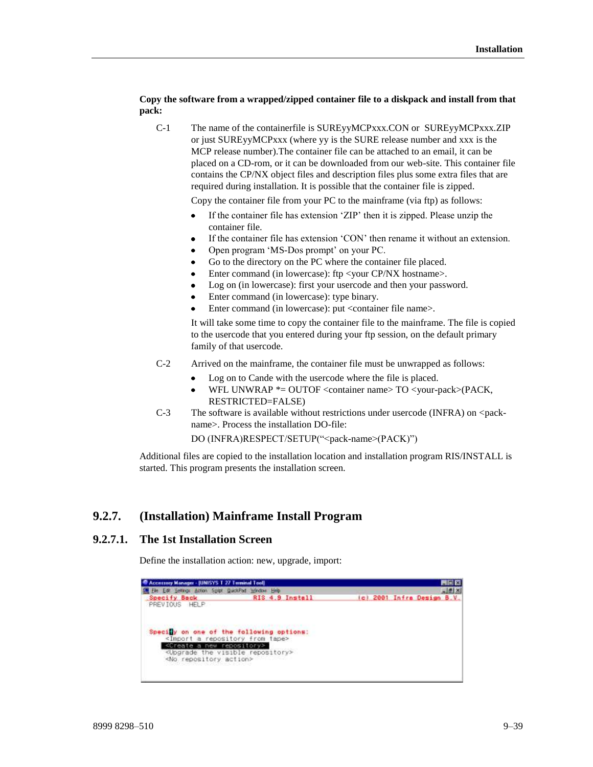**Copy the software from a wrapped/zipped container file to a diskpack and install from that pack:**

C-1 The name of the containerfile is SUREyyMCPxxx.CON or SUREyyMCPxxx.ZIP or just SUREyyMCPxxx (where yy is the SURE release number and xxx is the MCP release number).The container file can be attached to an email, it can be placed on a CD-rom, or it can be downloaded from our web-site. This container file contains the CP/NX object files and description files plus some extra files that are required during installation. It is possible that the container file is zipped.

Copy the container file from your PC to the mainframe (via ftp) as follows:

- If the container file has extension 'ZIP' then it is zipped. Please unzip the container file.
- If the container file has extension 'CON' then rename it without an extension.
- Open program 'MS-Dos prompt' on your PC.
- Go to the directory on the PC where the container file placed.
- Enter command (in lowercase): ftp <your CP/NX hostname>.
- Log on (in lowercase): first your usercode and then your password.
- Enter command (in lowercase): type binary.
- Enter command (in lowercase): put <container file name>.

It will take some time to copy the container file to the mainframe. The file is copied to the usercode that you entered during your ftp session, on the default primary family of that usercode.

C-2 Arrived on the mainframe, the container file must be unwrapped as follows:

- Log on to Cande with the usercode where the file is placed.
- WFL UNWRAP *= OUTOF <container name> TO <your-pack>(PACK, RESTRICTED=FALSE)

C-3 The software is available without restrictions under usercode (INFRA) on <pack-name>. Process the installation DO-file:

DO (INFRA)RESPECT/SETUP("<pack-name>(PACK)")

Additional files are copied to the installation location and installation program RIS/INSTALL is started. This program presents the installation screen.

## 9.2.7. (Installation) Mainframe Install Program

### 9.2.7.1. The 1st Installation Screen

Define the installation action: new, upgrade, import:

```
Accessory Manager - [UNISYS T 27 Terminal Tool]
File  Edit  Settings  Action  Script  QuickPad  Window  Help
Specify Back                  RIS 4.9 Install          (c) 2001 Infra Design B.V.
PREVIOUS  HELP


Specify on one of the following options:
   <Import a repository from tape>
   <Create a new repository>
   <Upgrade the visible repository>
   <No repository action>
```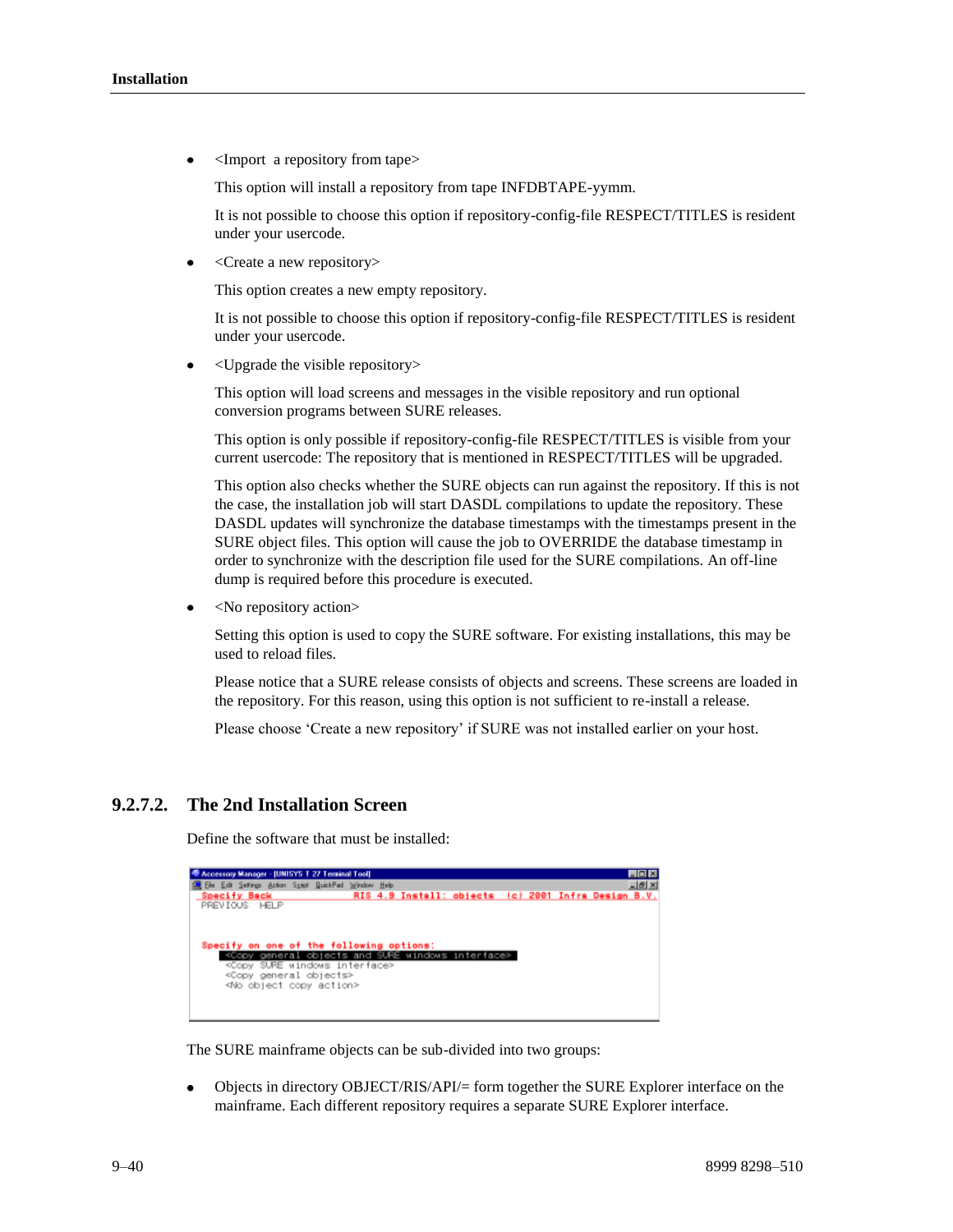- <Import a repository from tape>

  This option will install a repository from tape INFDBTAPE-yymm.

  It is not possible to choose this option if repository-config-file RESPECT/TITLES is resident under your usercode.

- <Create a new repository>

  This option creates a new empty repository.

  It is not possible to choose this option if repository-config-file RESPECT/TITLES is resident under your usercode.

- <Upgrade the visible repository>

  This option will load screens and messages in the visible repository and run optional conversion programs between SURE releases.

  This option is only possible if repository-config-file RESPECT/TITLES is visible from your current usercode: The repository that is mentioned in RESPECT/TITLES will be upgraded.

  This option also checks whether the SURE objects can run against the repository. If this is not the case, the installation job will start DASDL compilations to update the repository. These DASDL updates will synchronize the database timestamps with the timestamps present in the SURE object files. This option will cause the job to OVERRIDE the database timestamp in order to synchronize with the description file used for the SURE compilations. An off-line dump is required before this procedure is executed.

- <No repository action>

  Setting this option is used to copy the SURE software. For existing installations, this may be used to reload files.

  Please notice that a SURE release consists of objects and screens. These screens are loaded in the repository. For this reason, using this option is not sufficient to re-install a release.

  Please choose 'Create a new repository' if SURE was not installed earlier on your host.

### 9.2.7.2. The 2nd Installation Screen

Define the software that must be installed:

```
Specify Back                    RIS 4.9 Install: objects  (c) 2001 Infra Design B.V.
PREVIOUS  HELP


Specify on one of the following options:
   <Copy general objects and SURE windows interface>
   <Copy SURE windows interface>
   <Copy general objects>
   <No object copy action>
```

The SURE mainframe objects can be sub-divided into two groups:

- Objects in directory OBJECT/RIS/API/= form together the SURE Explorer interface on the mainframe. Each different repository requires a separate SURE Explorer interface.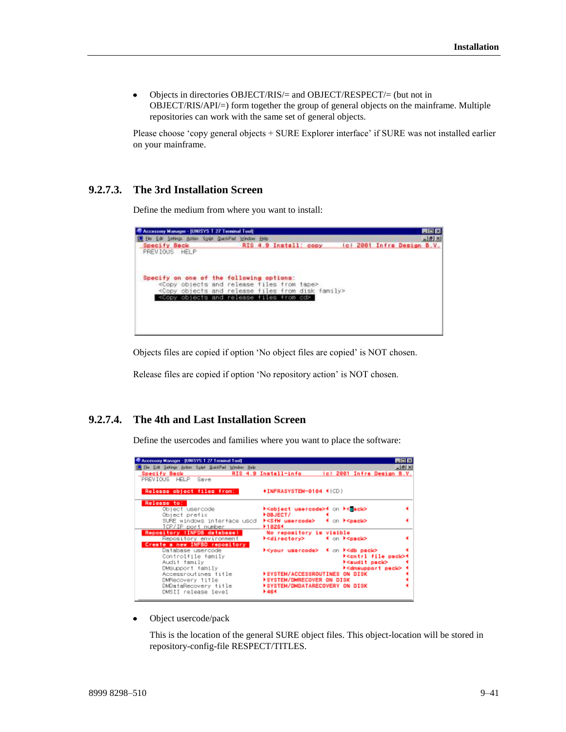- Objects in directories OBJECT/RIS/= and OBJECT/RESPECT/= (but not in OBJECT/RIS/API/=) form together the group of general objects on the mainframe. Multiple repositories can work with the same set of general objects.

Please choose 'copy general objects + SURE Explorer interface' if SURE was not installed earlier on your mainframe.

## 9.2.7.3. The 3rd Installation Screen

Define the medium from where you want to install:

```
Specify Back          RIS 4.9 Install: copy        (c) 2001 Infra Design B.V.
PREVIOUS  HELP

Specify on one of the following options:
    <Copy objects and release files from tape>
    <Copy objects and release files from disk family>
    <Copy objects and release files from cd>
```

Objects files are copied if option 'No object files are copied' is NOT chosen.

Release files are copied if option 'No repository action' is NOT chosen.

## 9.2.7.4. The 4th and Last Installation Screen

Define the usercodes and families where you want to place the software:

```
Specify Back          RIS 4.9 Install-info         (c) 2001 Infra Design B.V.
PREVIOUS  HELP  Save

Release object files from:            INFRASYSTEM-0104 (CD)

Release to:
   Object usercode                    <object usercode>  on  <pack>
   Object prefix                      OBJECT/
   SURE windows interface uscd        <SfW usercode>     on  <pack>
   TCP/IP port number                 1025
Repository (INFDB database)           No repository is visible
   Repository environment             <directory>        on  <pack>
Create a new INFDB repository
   Database usercode                  <your usercode>    on  <db pack>
   Controlfile family                                        <cntrl file pack>
   Audit family                                              <audit pack>
   DMSupport family                                          <dmsupport pack>
   Accessroutines title               SYSTEM/ACCESSROUTINES ON DISK
   DMRecovery title                   SYSTEM/DMRECOVER ON DISK
   DMDataRecovery title               SYSTEM/DMDATARECOVERY ON DISK
   DMSII release level                464
```

- Object usercode/pack

  This is the location of the general SURE object files. This object-location will be stored in repository-config-file RESPECT/TITLES.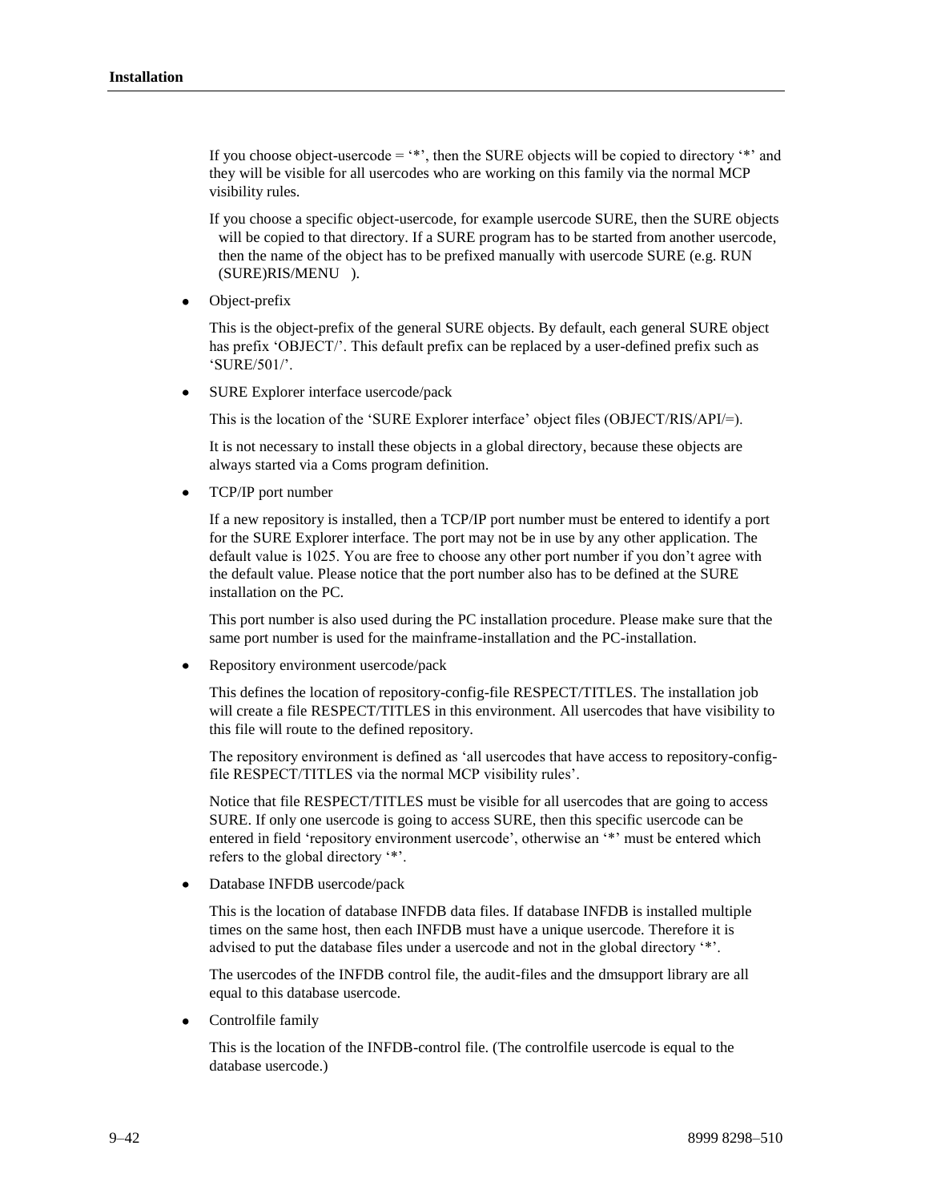If you choose object-usercode = '*', then the SURE objects will be copied to directory '*' and they will be visible for all usercodes who are working on this family via the normal MCP visibility rules.

If you choose a specific object-usercode, for example usercode SURE, then the SURE objects will be copied to that directory. If a SURE program has to be started from another usercode, then the name of the object has to be prefixed manually with usercode SURE (e.g. RUN (SURE)RIS/MENU ).

- Object-prefix

  This is the object-prefix of the general SURE objects. By default, each general SURE object has prefix 'OBJECT/'. This default prefix can be replaced by a user-defined prefix such as 'SURE/501/'.

- SURE Explorer interface usercode/pack

  This is the location of the 'SURE Explorer interface' object files (OBJECT/RIS/API/=).

  It is not necessary to install these objects in a global directory, because these objects are always started via a Coms program definition.

- TCP/IP port number

  If a new repository is installed, then a TCP/IP port number must be entered to identify a port for the SURE Explorer interface. The port may not be in use by any other application. The default value is 1025. You are free to choose any other port number if you don't agree with the default value. Please notice that the port number also has to be defined at the SURE installation on the PC.

  This port number is also used during the PC installation procedure. Please make sure that the same port number is used for the mainframe-installation and the PC-installation.

- Repository environment usercode/pack

  This defines the location of repository-config-file RESPECT/TITLES. The installation job will create a file RESPECT/TITLES in this environment. All usercodes that have visibility to this file will route to the defined repository.

  The repository environment is defined as 'all usercodes that have access to repository-config-file RESPECT/TITLES via the normal MCP visibility rules'.

  Notice that file RESPECT/TITLES must be visible for all usercodes that are going to access SURE. If only one usercode is going to access SURE, then this specific usercode can be entered in field 'repository environment usercode', otherwise an '*' must be entered which refers to the global directory '*'.

- Database INFDB usercode/pack

  This is the location of database INFDB data files. If database INFDB is installed multiple times on the same host, then each INFDB must have a unique usercode. Therefore it is advised to put the database files under a usercode and not in the global directory '*'.

  The usercodes of the INFDB control file, the audit-files and the dmsupport library are all equal to this database usercode.

- Controlfile family

  This is the location of the INFDB-control file. (The controlfile usercode is equal to the database usercode.)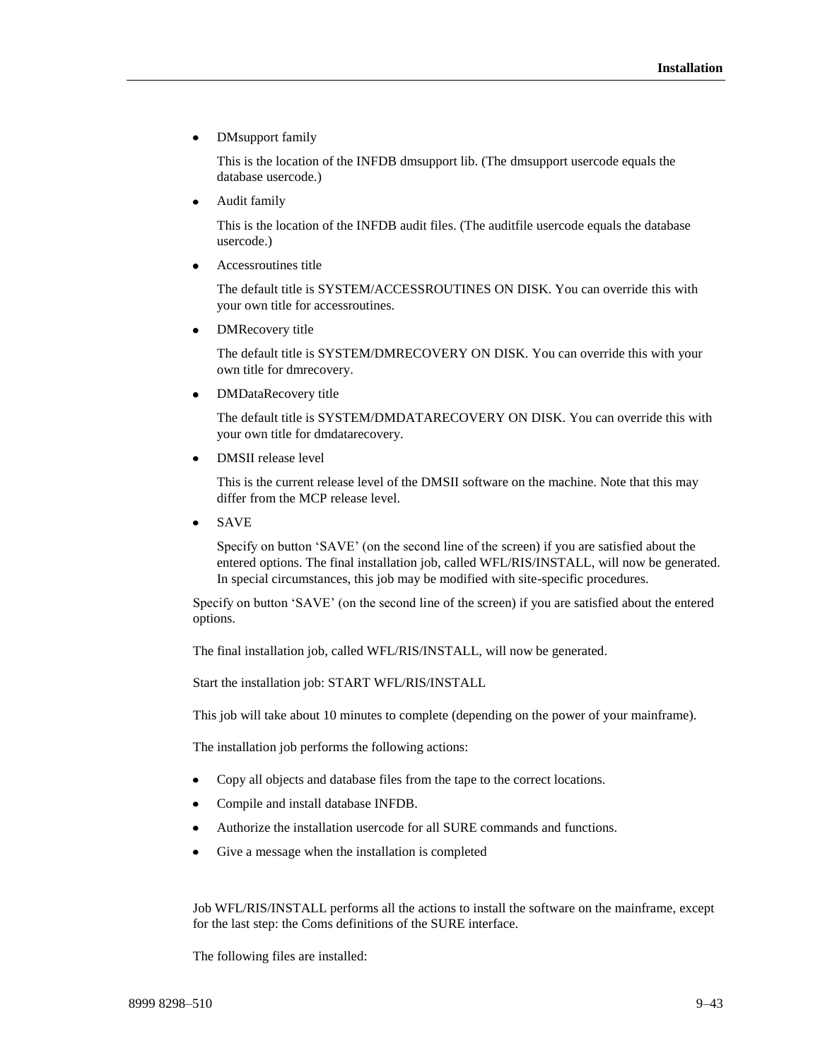- DMsupport family

  This is the location of the INFDB dmsupport lib. (The dmsupport usercode equals the database usercode.)

- Audit family

  This is the location of the INFDB audit files. (The auditfile usercode equals the database usercode.)

- Accessroutines title

  The default title is SYSTEM/ACCESSROUTINES ON DISK. You can override this with your own title for accessroutines.

- DMRecovery title

  The default title is SYSTEM/DMRECOVERY ON DISK. You can override this with your own title for dmrecovery.

- DMDataRecovery title

  The default title is SYSTEM/DMDATARECOVERY ON DISK. You can override this with your own title for dmdatarecovery.

- DMSII release level

  This is the current release level of the DMSII software on the machine. Note that this may differ from the MCP release level.

- SAVE

  Specify on button 'SAVE' (on the second line of the screen) if you are satisfied about the entered options. The final installation job, called WFL/RIS/INSTALL, will now be generated. In special circumstances, this job may be modified with site-specific procedures.

Specify on button 'SAVE' (on the second line of the screen) if you are satisfied about the entered options.

The final installation job, called WFL/RIS/INSTALL, will now be generated.

Start the installation job: START WFL/RIS/INSTALL

This job will take about 10 minutes to complete (depending on the power of your mainframe).

The installation job performs the following actions:

- Copy all objects and database files from the tape to the correct locations.
- Compile and install database INFDB.
- Authorize the installation usercode for all SURE commands and functions.
- Give a message when the installation is completed

Job WFL/RIS/INSTALL performs all the actions to install the software on the mainframe, except for the last step: the Coms definitions of the SURE interface.

The following files are installed: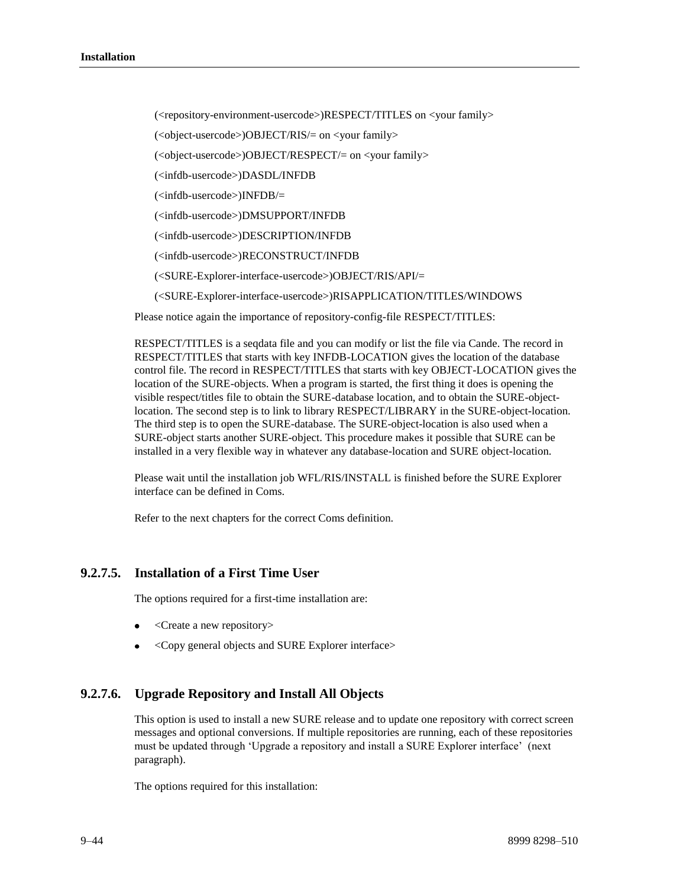(<repository-environment-usercode>)RESPECT/TITLES on <your family>

(<object-usercode>)OBJECT/RIS/= on <your family>

(<object-usercode>)OBJECT/RESPECT/= on <your family>

(<infdb-usercode>)DASDL/INFDB

(<infdb-usercode>)INFDB/=

(<infdb-usercode>)DMSUPPORT/INFDB

(<infdb-usercode>)DESCRIPTION/INFDB

(<infdb-usercode>)RECONSTRUCT/INFDB

(<SURE-Explorer-interface-usercode>)OBJECT/RIS/API/=

(<SURE-Explorer-interface-usercode>)RISAPPLICATION/TITLES/WINDOWS

Please notice again the importance of repository-config-file RESPECT/TITLES:

RESPECT/TITLES is a seqdata file and you can modify or list the file via Cande. The record in RESPECT/TITLES that starts with key INFDB-LOCATION gives the location of the database control file. The record in RESPECT/TITLES that starts with key OBJECT-LOCATION gives the location of the SURE-objects. When a program is started, the first thing it does is opening the visible respect/titles file to obtain the SURE-database location, and to obtain the SURE-object-location. The second step is to link to library RESPECT/LIBRARY in the SURE-object-location. The third step is to open the SURE-database. The SURE-object-location is also used when a SURE-object starts another SURE-object. This procedure makes it possible that SURE can be installed in a very flexible way in whatever any database-location and SURE object-location.

Please wait until the installation job WFL/RIS/INSTALL is finished before the SURE Explorer interface can be defined in Coms.

Refer to the next chapters for the correct Coms definition.

### 9.2.7.5. Installation of a First Time User

The options required for a first-time installation are:

- <Create a new repository>
- <Copy general objects and SURE Explorer interface>

### 9.2.7.6. Upgrade Repository and Install All Objects

This option is used to install a new SURE release and to update one repository with correct screen messages and optional conversions. If multiple repositories are running, each of these repositories must be updated through 'Upgrade a repository and install a SURE Explorer interface' (next paragraph).

The options required for this installation: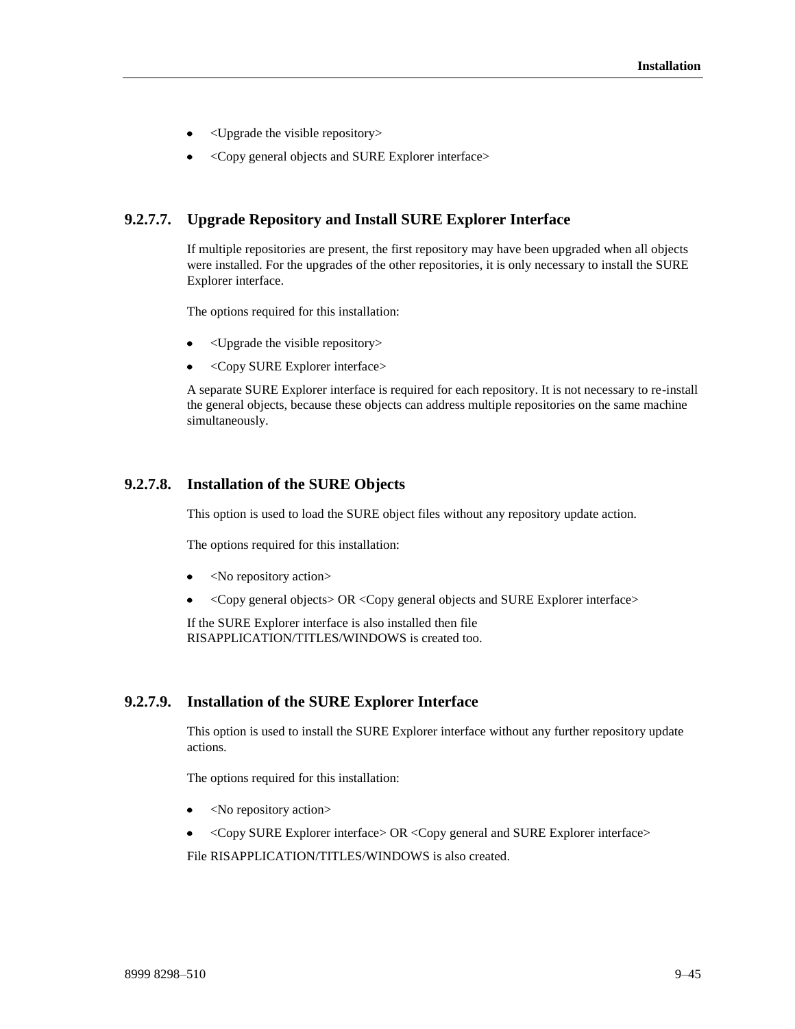- <Upgrade the visible repository>
- <Copy general objects and SURE Explorer interface>

### 9.2.7.7. Upgrade Repository and Install SURE Explorer Interface

If multiple repositories are present, the first repository may have been upgraded when all objects were installed. For the upgrades of the other repositories, it is only necessary to install the SURE Explorer interface.

The options required for this installation:

- <Upgrade the visible repository>
- <Copy SURE Explorer interface>

A separate SURE Explorer interface is required for each repository. It is not necessary to re-install the general objects, because these objects can address multiple repositories on the same machine simultaneously.

### 9.2.7.8. Installation of the SURE Objects

This option is used to load the SURE object files without any repository update action.

The options required for this installation:

- <No repository action>
- <Copy general objects> OR <Copy general objects and SURE Explorer interface>

If the SURE Explorer interface is also installed then file RISAPPLICATION/TITLES/WINDOWS is created too.

### 9.2.7.9. Installation of the SURE Explorer Interface

This option is used to install the SURE Explorer interface without any further repository update actions.

The options required for this installation:

- <No repository action>
- <Copy SURE Explorer interface> OR <Copy general and SURE Explorer interface>

File RISAPPLICATION/TITLES/WINDOWS is also created.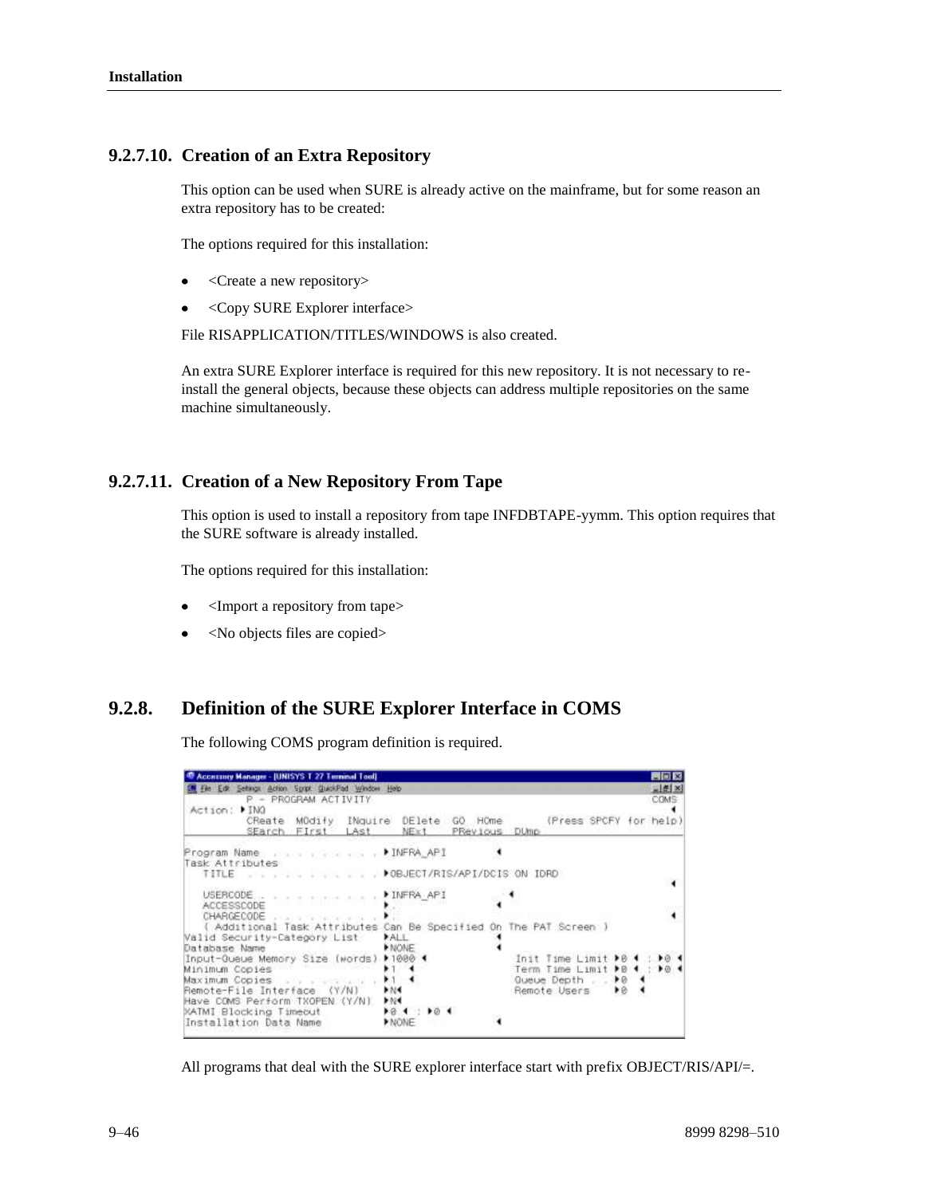### 9.2.7.10. Creation of an Extra Repository

This option can be used when SURE is already active on the mainframe, but for some reason an extra repository has to be created:

The options required for this installation:

- <Create a new repository>
- <Copy SURE Explorer interface>

File RISAPPLICATION/TITLES/WINDOWS is also created.

An extra SURE Explorer interface is required for this new repository. It is not necessary to re-install the general objects, because these objects can address multiple repositories on the same machine simultaneously.

### 9.2.7.11. Creation of a New Repository From Tape

This option is used to install a repository from tape INFDBTAPE-yymm. This option requires that the SURE software is already installed.

The options required for this installation:

- <Import a repository from tape>
- <No objects files are copied>

## 9.2.8. Definition of the SURE Explorer Interface in COMS

The following COMS program definition is required.

```
P - PROGRAM ACTIVITY                                              COMS
Action: INQ
        CReate  MOdify  INquire  DElete  GO  HOme      (Press SPCFY for help)
        SEarch  FIrst   LAst     NExt    PRevious  DUmp

Program Name . . . . . . . . . . INFRA_API
Task Attributes
  TITLE . . . . . . . . . . . .  OBJECT/RIS/API/DCIS ON IDRD

  USERCODE . . . . . . . . . . . INFRA_API
  ACCESSCODE                     .
  CHARGECODE . . . . . . . . . . .
  ( Additional Task Attributes Can Be Specified On The PAT Screen )
Valid Security-Category List     ALL
Database Name                    NONE
Input-Queue Memory Size (words)  1000         Init Time Limit 0 : 0
Minimum Copies                   1            Term Time Limit 0 : 0
Maximum Copies . . . . . . . . . 1            Queue Depth . . 0
Remote-File Interface  (Y/N)     N            Remote Users    0
Have COMS Perform TXOPEN (Y/N)   N
XATMI Blocking Timeout           0 : 0
Installation Data Name           NONE
```

All programs that deal with the SURE explorer interface start with prefix OBJECT/RIS/API/=.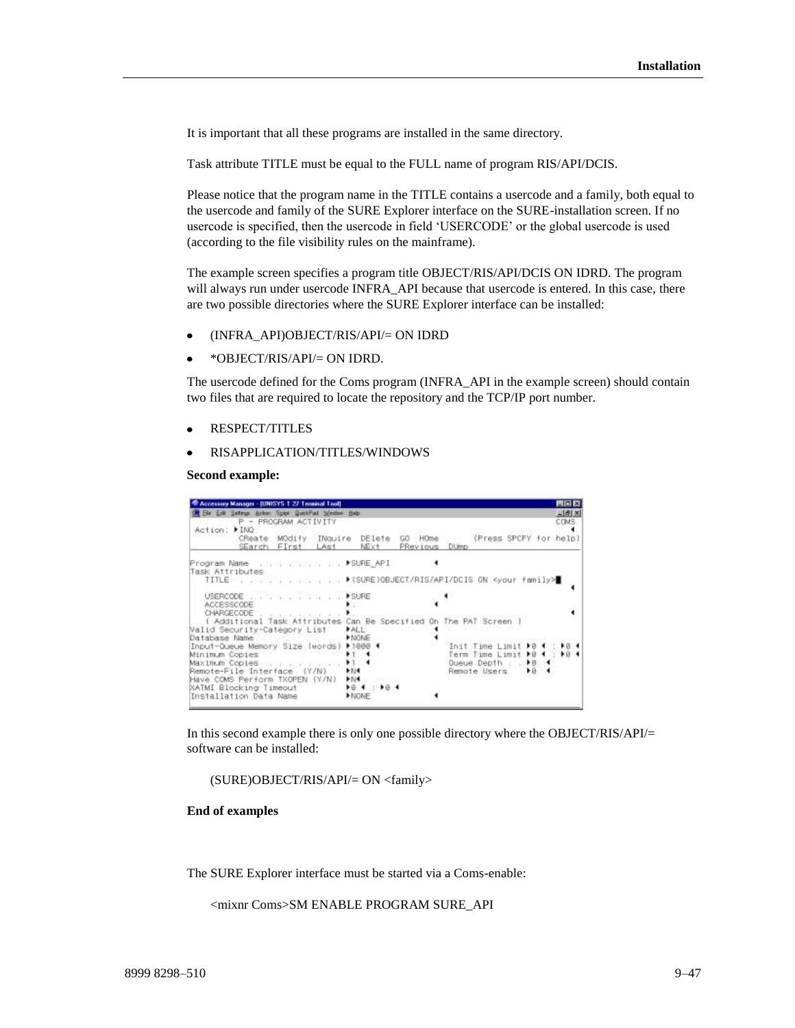It is important that all these programs are installed in the same directory.

Task attribute TITLE must be equal to the FULL name of program RIS/API/DCIS.

Please notice that the program name in the TITLE contains a usercode and a family, both equal to the usercode and family of the SURE Explorer interface on the SURE-installation screen. If no usercode is specified, then the usercode in field ‘USERCODE’ or the global usercode is used (according to the file visibility rules on the mainframe).

The example screen specifies a program title OBJECT/RIS/API/DCIS ON IDRD. The program will always run under usercode INFRA_API because that usercode is entered. In this case, there are two possible directories where the SURE Explorer interface can be installed:

- (INFRA_API)OBJECT/RIS/API/= ON IDRD
- *OBJECT/RIS/API/= ON IDRD.

The usercode defined for the Coms program (INFRA_API in the example screen) should contain two files that are required to locate the repository and the TCP/IP port number.

- RESPECT/TITLES
- RISAPPLICATION/TITLES/WINDOWS

**Second example:**

```
Accessory Manager - [UNISYS T 27 Terminal Tool]
File  Edit  Settings  Action  Script  QuickPad  Window  Help
        P - PROGRAM ACTIVITY                                          COMS
Action: INQ
        CReate  MOdify  INquire  DElete  GO  HOme        (Press SPCFY for help)
        SEarch  FIrst   LAst     NExt    PRevious  DUmp

Program Name . . . . . . . . . . . SURE_API
Task Attributes
  TITLE  . . . . . . . . . . . . . (SURE)OBJECT/RIS/API/DCIS ON <your family>

  USERCODE . . . . . . . . . . . . SURE
  ACCESSCODE . . . . . . . . . . .
  CHARGECODE . . . . . . . . . . .
  ( Additional Task Attributes Can Be Specified On The PAT Screen )
Valid Security-Category List     ALL
Database Name                    NONE
Input-Queue Memory Size (words)  1000       Init Time Limit  0 : 0
Minimum Copies                   1          Term Time Limit  0 : 0
Maximum Copies . . . . . . . .   1          Queue Depth . .  0
Remote-File Interface  (Y/N)     N          Remote Users     0
Have COMS Perform TXOPEN (Y/N)   N
XATMI Blocking Timeout           0 : 0
Installation Data Name           NONE
```

In this second example there is only one possible directory where the OBJECT/RIS/API/= software can be installed:

(SURE)OBJECT/RIS/API/= ON <family>

**End of examples**

The SURE Explorer interface must be started via a Coms-enable:

<mixnr Coms>SM ENABLE PROGRAM SURE_API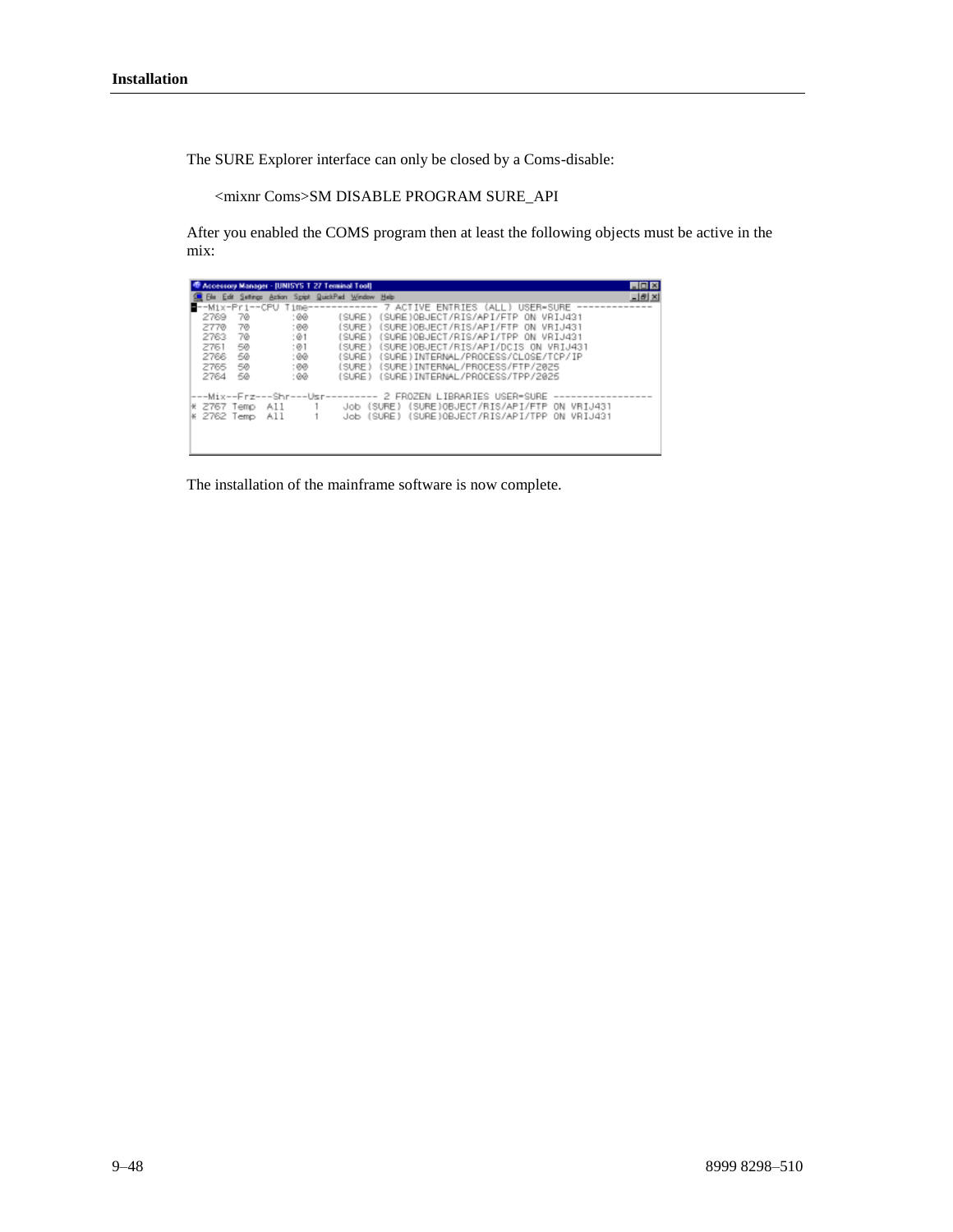The SURE Explorer interface can only be closed by a Coms-disable:

<mixnr Coms>SM DISABLE PROGRAM SURE_API

After you enabled the COMS program then at least the following objects must be active in the mix:

```
--Mix-Pri--CPU Time------------ 7 ACTIVE ENTRIES (ALL) USER=SURE -------------
 2769  70      :00     (SURE) (SURE)OBJECT/RIS/API/FTP ON VRIJ431
 2770  70      :00     (SURE) (SURE)OBJECT/RIS/API/FTP ON VRIJ431
 2763  70      :01     (SURE) (SURE)OBJECT/RIS/API/TPP ON VRIJ431
 2761  50      :01     (SURE) (SURE)OBJECT/RIS/API/DCIS ON VRIJ431
 2766  50      :00     (SURE) (SURE)INTERNAL/PROCESS/CLOSE/TCP/IP
 2765  50      :00     (SURE) (SURE)INTERNAL/PROCESS/FTP/2025
 2764  50      :00     (SURE) (SURE)INTERNAL/PROCESS/TPP/2025

---Mix--Frz---Shr---Usr--------- 2 FROZEN LIBRARIES USER=SURE -----------------
* 2767 Temp  All    1    Job (SURE) (SURE)OBJECT/RIS/API/FTP ON VRIJ431
* 2762 Temp  All    1    Job (SURE) (SURE)OBJECT/RIS/API/TPP ON VRIJ431
```

The installation of the mainframe software is now complete.